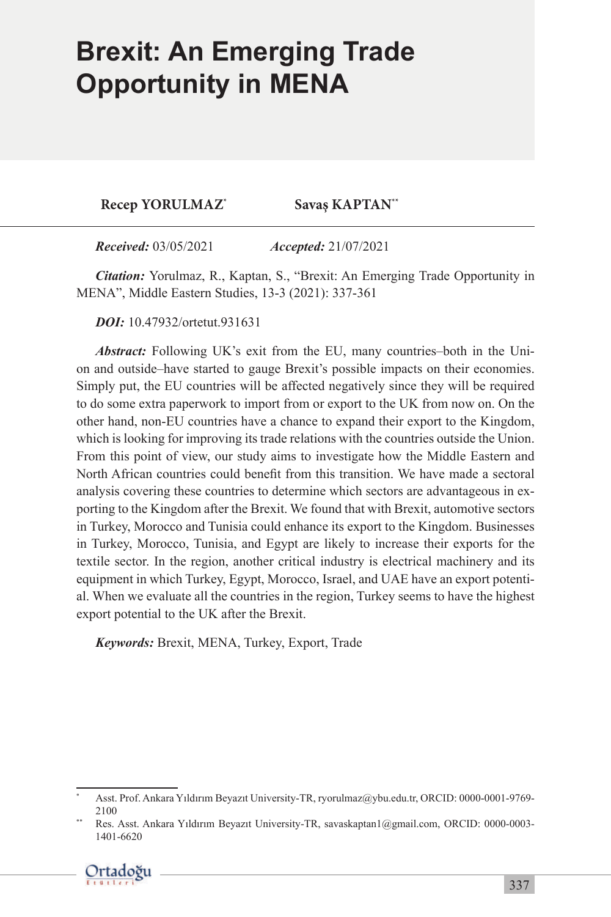# Brexit: An Emerging Trade Opportunity in MENA

**Recep YORULMAZ**[*] **Savaş KAPTAN**[**]

***Received:*** 03/05/2021 ***Accepted:*** 21/07/2021

***Citation:*** Yorulmaz, R., Kaptan, S., "Brexit: An Emerging Trade Opportunity in MENA", Middle Eastern Studies, 13-3 (2021): 337-361

***DOI:*** 10.47932/ortetut.931631

***Abstract:*** Following UK's exit from the EU, many countries–both in the Union and outside–have started to gauge Brexit's possible impacts on their economies. Simply put, the EU countries will be affected negatively since they will be required to do some extra paperwork to import from or export to the UK from now on. On the other hand, non-EU countries have a chance to expand their export to the Kingdom, which is looking for improving its trade relations with the countries outside the Union. From this point of view, our study aims to investigate how the Middle Eastern and North African countries could benefit from this transition. We have made a sectoral analysis covering these countries to determine which sectors are advantageous in exporting to the Kingdom after the Brexit. We found that with Brexit, automotive sectors in Turkey, Morocco and Tunisia could enhance its export to the Kingdom. Businesses in Turkey, Morocco, Tunisia, and Egypt are likely to increase their exports for the textile sector. In the region, another critical industry is electrical machinery and its equipment in which Turkey, Egypt, Morocco, Israel, and UAE have an export potential. When we evaluate all the countries in the region, Turkey seems to have the highest export potential to the UK after the Brexit.

***Keywords:*** Brexit, MENA, Turkey, Export, Trade

---

[*] Asst. Prof. Ankara Yıldırım Beyazıt University-TR, ryorulmaz@ybu.edu.tr, ORCID: 0000-0001-9769-2100

[**] Res. Asst. Ankara Yıldırım Beyazıt University-TR, savaskaptan1@gmail.com, ORCID: 0000-0003-1401-6620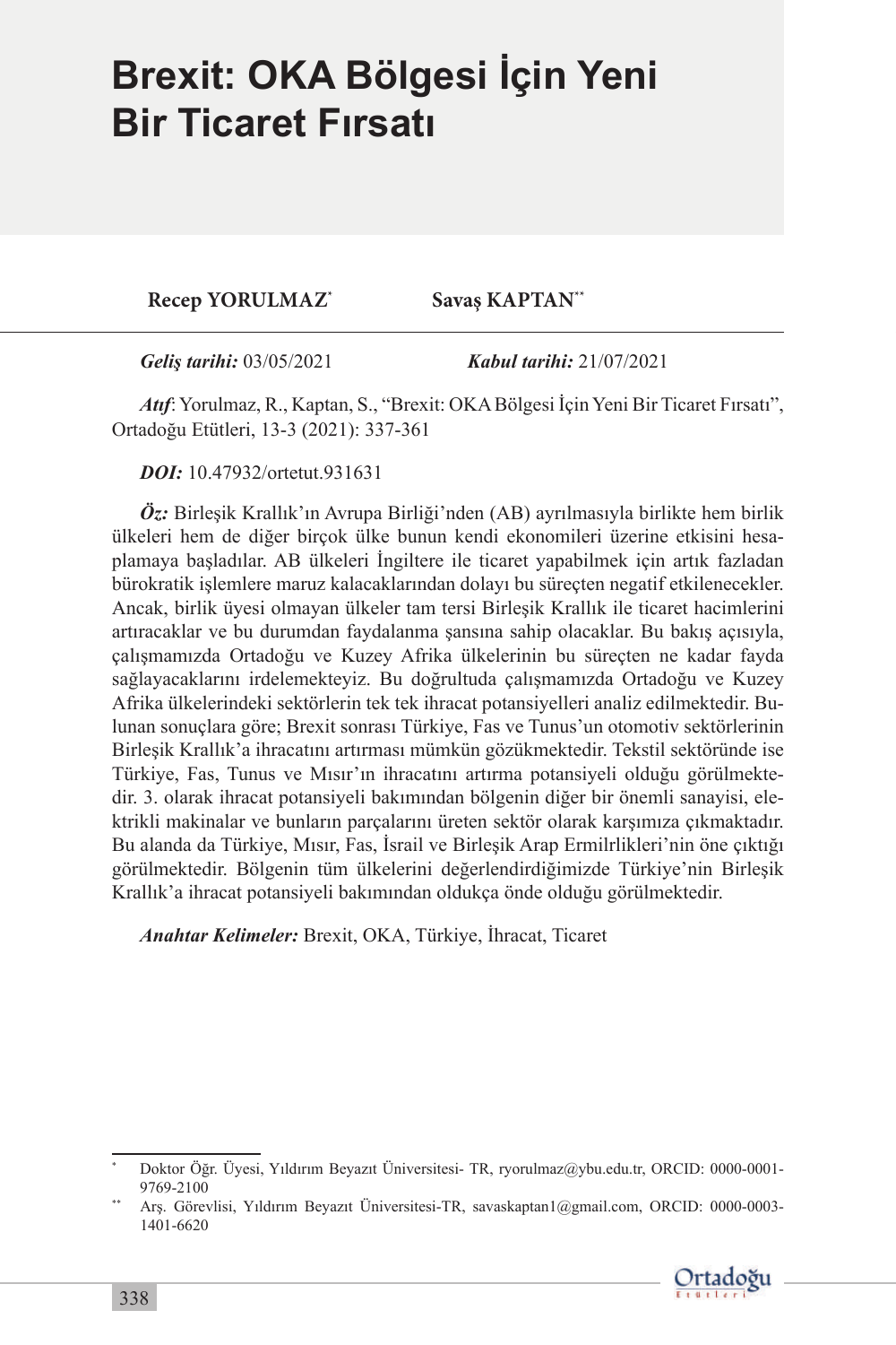# Brexit: OKA Bölgesi İçin Yeni Bir Ticaret Fırsatı

**Recep YORULMAZ**[*] **Savaş KAPTAN**[**]

***Geliş tarihi:*** 03/05/2021 ***Kabul tarihi:*** 21/07/2021

***Atıf***: Yorulmaz, R., Kaptan, S., "Brexit: OKA Bölgesi İçin Yeni Bir Ticaret Fırsatı", Ortadoğu Etütleri, 13-3 (2021): 337-361

***DOI:*** 10.47932/ortetut.931631

***Öz:*** Birleşik Krallık'ın Avrupa Birliği'nden (AB) ayrılmasıyla birlikte hem birlik ülkeleri hem de diğer birçok ülke bunun kendi ekonomileri üzerine etkisini hesaplamaya başladılar. AB ülkeleri İngiltere ile ticaret yapabilmek için artık fazladan bürokratik işlemlere maruz kalacaklarından dolayı bu süreçten negatif etkilenecekler. Ancak, birlik üyesi olmayan ülkeler tam tersi Birleşik Krallık ile ticaret hacimlerini artıracaklar ve bu durumdan faydalanma şansına sahip olacaklar. Bu bakış açısıyla, çalışmamızda Ortadoğu ve Kuzey Afrika ülkelerinin bu süreçten ne kadar fayda sağlayacaklarını irdelemekteyiz. Bu doğrultuda çalışmamızda Ortadoğu ve Kuzey Afrika ülkelerindeki sektörlerin tek tek ihracat potansiyelleri analiz edilmektedir. Bulunan sonuçlara göre; Brexit sonrası Türkiye, Fas ve Tunus'un otomotiv sektörlerinin Birleşik Krallık'a ihracatını artırması mümkün gözükmektedir. Tekstil sektöründe ise Türkiye, Fas, Tunus ve Mısır'ın ihracatını artırma potansiyeli olduğu görülmektedir. 3. olarak ihracat potansiyeli bakımından bölgenin diğer bir önemli sanayisi, elektrikli makinalar ve bunların parçalarını üreten sektör olarak karşımıza çıkmaktadır. Bu alanda da Türkiye, Mısır, Fas, İsrail ve Birleşik Arap Ermilrlikleri'nin öne çıktığı görülmektedir. Bölgenin tüm ülkelerini değerlendirdiğimizde Türkiye'nin Birleşik Krallık'a ihracat potansiyeli bakımından oldukça önde olduğu görülmektedir.

***Anahtar Kelimeler:*** Brexit, OKA, Türkiye, İhracat, Ticaret

---

[*] Doktor Öğr. Üyesi, Yıldırım Beyazıt Üniversitesi- TR, ryorulmaz@ybu.edu.tr, ORCID: 0000-0001-9769-2100

[**] Arş. Görevlisi, Yıldırım Beyazıt Üniversitesi-TR, savaskaptan1@gmail.com, ORCID: 0000-0003-1401-6620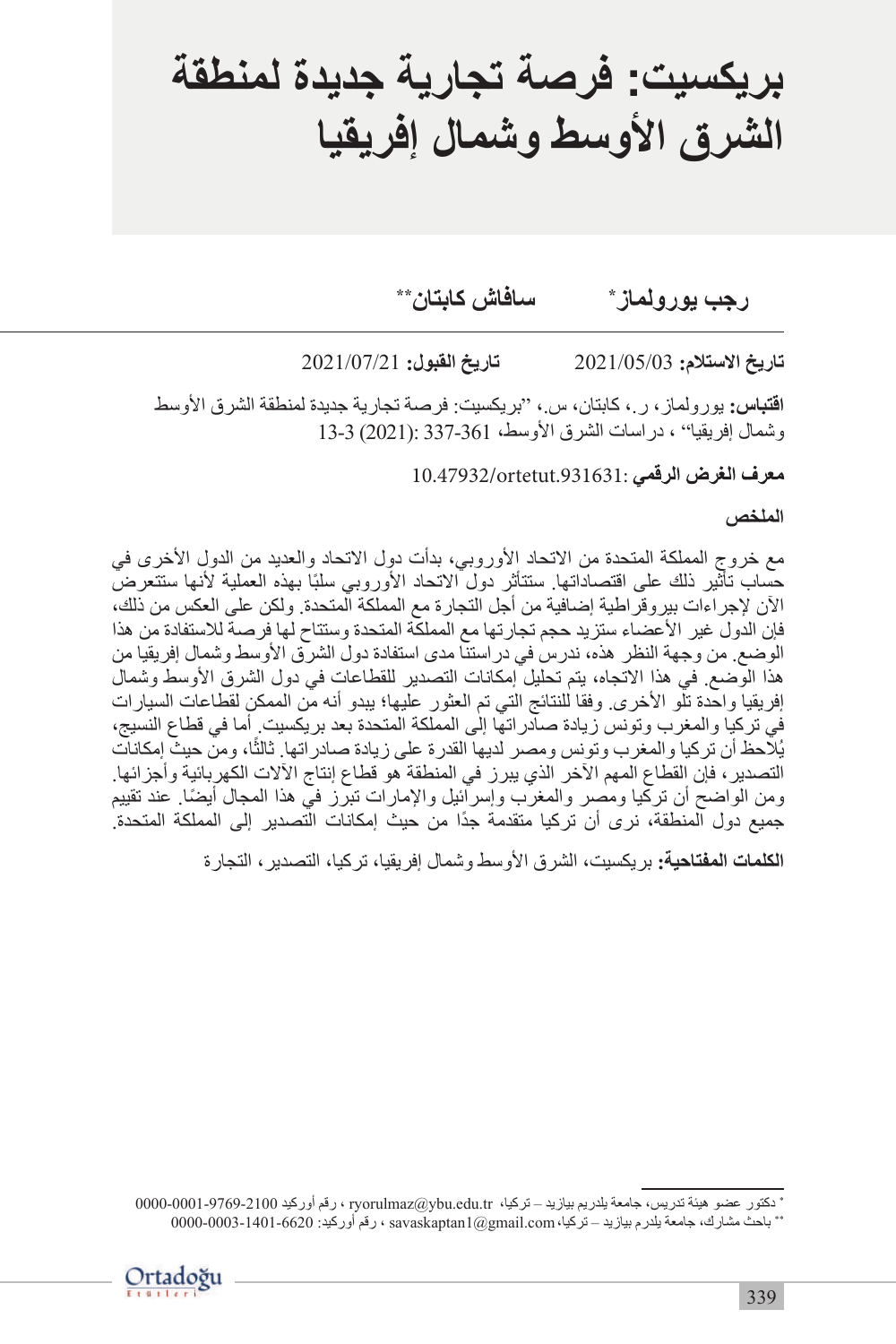# بريكسيت: فرصة تجارية جديدة لمنطقة الشرق الأوسط وشمال إفريقيا

**رجب يورولماز*** **سافاش كابتان****

**تاريخ الاستلام:** 2021/05/03 **تاريخ القبول:** 2021/07/21

**اقتباس:** يورولماز، ر.، كابتان، س.، "بريكسيت: فرصة تجارية جديدة لمنطقة الشرق الأوسط وشمال إفريقيا"، دراسات الشرق الأوسط، 361-337 :(2021) 13-3

**معرف الغرض الرقمي:** 10.47932/ortetut.931631

**الملخص**

مع خروج المملكة المتحدة من الاتحاد الأوروبي، بدأت دول الاتحاد والعديد من الدول الأخرى في حساب تأثير ذلك على اقتصاداتها. ستتأثر دول الاتحاد الأوروبي سلبًا بهذه العملية لأنها ستتعرض الآن لإجراءات بيروقراطية إضافية من أجل التجارة مع المملكة المتحدة. ولكن على العكس من ذلك، فإن الدول غير الأعضاء ستزيد حجم تجارتها مع المملكة المتحدة وستتاح لها فرصة للاستفادة من هذا الوضع. من وجهة النظر هذه، ندرس في دراستنا مدى استفادة دول الشرق الأوسط وشمال إفريقيا من هذا الوضع. في هذا الاتجاه، يتم تحليل إمكانات التصدير للقطاعات في دول الشرق الأوسط وشمال إفريقيا واحدة تلو الأخرى. وفقا للنتائج التي تم العثور عليها؛ يبدو أنه من الممكن لقطاعات السيارات في تركيا والمغرب وتونس زيادة صادراتها إلى المملكة المتحدة بعد بريكسيت. أما في قطاع النسيج، يُلاحظ أن تركيا والمغرب وتونس ومصر لديها القدرة على زيادة صادراتها. ثالثًا، ومن حيث إمكانات التصدير، فإن القطاع المهم الآخر الذي يبرز في المنطقة هو قطاع إنتاج الآلات الكهربائية وأجزائها. ومن الواضح أن تركيا ومصر والمغرب وإسرائيل والإمارات تبرز في هذا المجال أيضًا. عند تقييم جميع دول المنطقة، نرى أن تركيا متقدمة جدًا من حيث إمكانات التصدير إلى المملكة المتحدة.

**الكلمات المفتاحية:** بريكسيت، الشرق الأوسط وشمال إفريقيا، تركيا، التصدير، التجارة

---

* دكتور عضو هيئة تدريس، جامعة يلدريم بيازيد – تركيا، ryorulmaz@ybu.edu.tr، رقم أوركيد 0000-0001-9769-2100

** باحث مشارك، جامعة يلدرم بيازيد – تركيا، savaskaptan1@gmail.com، رقم أوركيد: 0000-0003-1401-6620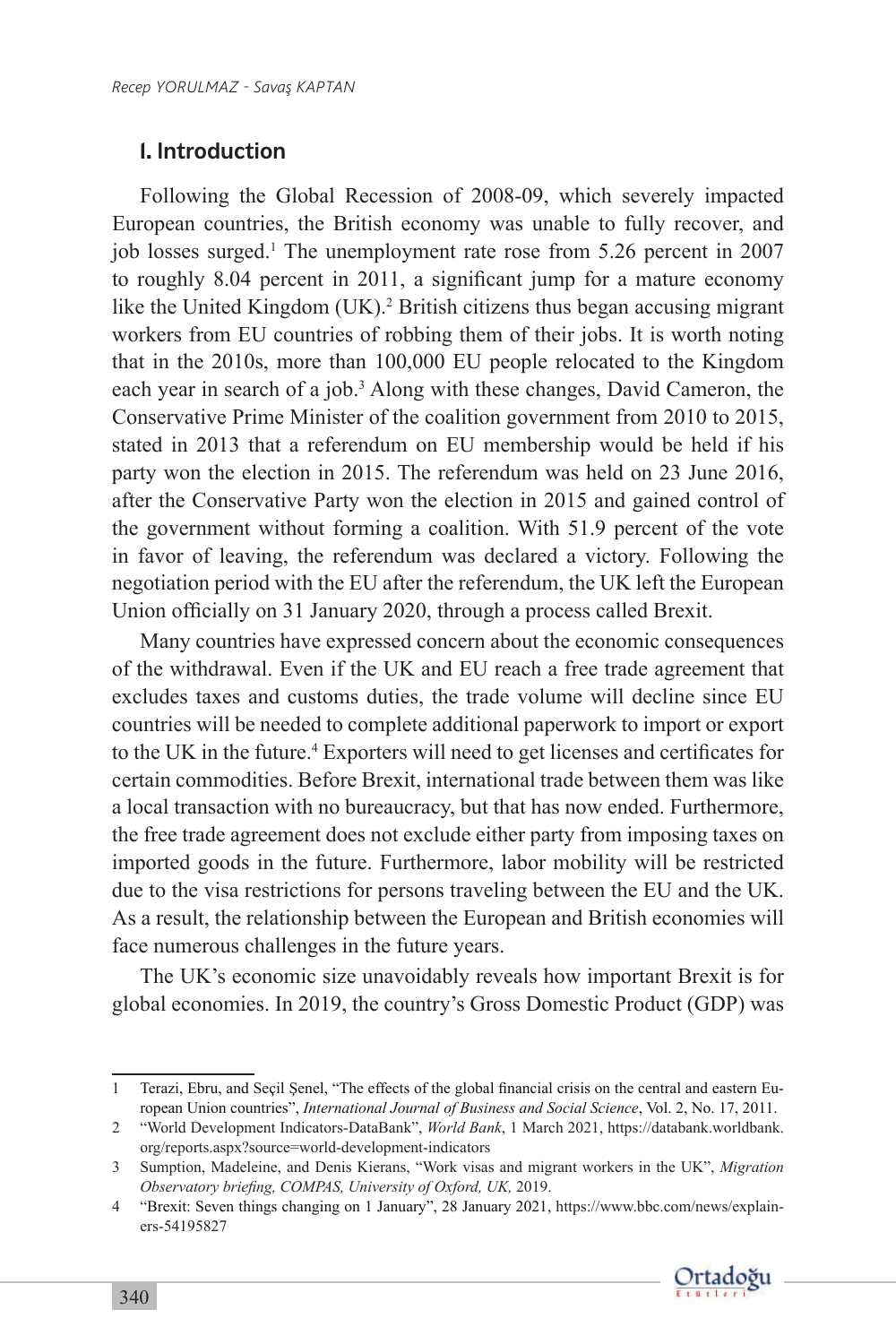## I. Introduction

Following the Global Recession of 2008-09, which severely impacted European countries, the British economy was unable to fully recover, and job losses surged.[1] The unemployment rate rose from 5.26 percent in 2007 to roughly 8.04 percent in 2011, a significant jump for a mature economy like the United Kingdom (UK).[2] British citizens thus began accusing migrant workers from EU countries of robbing them of their jobs. It is worth noting that in the 2010s, more than 100,000 EU people relocated to the Kingdom each year in search of a job.[3] Along with these changes, David Cameron, the Conservative Prime Minister of the coalition government from 2010 to 2015, stated in 2013 that a referendum on EU membership would be held if his party won the election in 2015. The referendum was held on 23 June 2016, after the Conservative Party won the election in 2015 and gained control of the government without forming a coalition. With 51.9 percent of the vote in favor of leaving, the referendum was declared a victory. Following the negotiation period with the EU after the referendum, the UK left the European Union officially on 31 January 2020, through a process called Brexit.

Many countries have expressed concern about the economic consequences of the withdrawal. Even if the UK and EU reach a free trade agreement that excludes taxes and customs duties, the trade volume will decline since EU countries will be needed to complete additional paperwork to import or export to the UK in the future.[4] Exporters will need to get licenses and certificates for certain commodities. Before Brexit, international trade between them was like a local transaction with no bureaucracy, but that has now ended. Furthermore, the free trade agreement does not exclude either party from imposing taxes on imported goods in the future. Furthermore, labor mobility will be restricted due to the visa restrictions for persons traveling between the EU and the UK. As a result, the relationship between the European and British economies will face numerous challenges in the future years.

The UK's economic size unavoidably reveals how important Brexit is for global economies. In 2019, the country's Gross Domestic Product (GDP) was

---

1 Terazi, Ebru, and Seçil Şenel, "The effects of the global financial crisis on the central and eastern European Union countries", *International Journal of Business and Social Science*, Vol. 2, No. 17, 2011.

2 "World Development Indicators-DataBank", *World Bank*, 1 March 2021, https://databank.worldbank.org/reports.aspx?source=world-development-indicators

3 Sumption, Madeleine, and Denis Kierans, "Work visas and migrant workers in the UK", *Migration Observatory briefing, COMPAS, University of Oxford, UK,* 2019.

4 "Brexit: Seven things changing on 1 January", 28 January 2021, https://www.bbc.com/news/explainers-54195827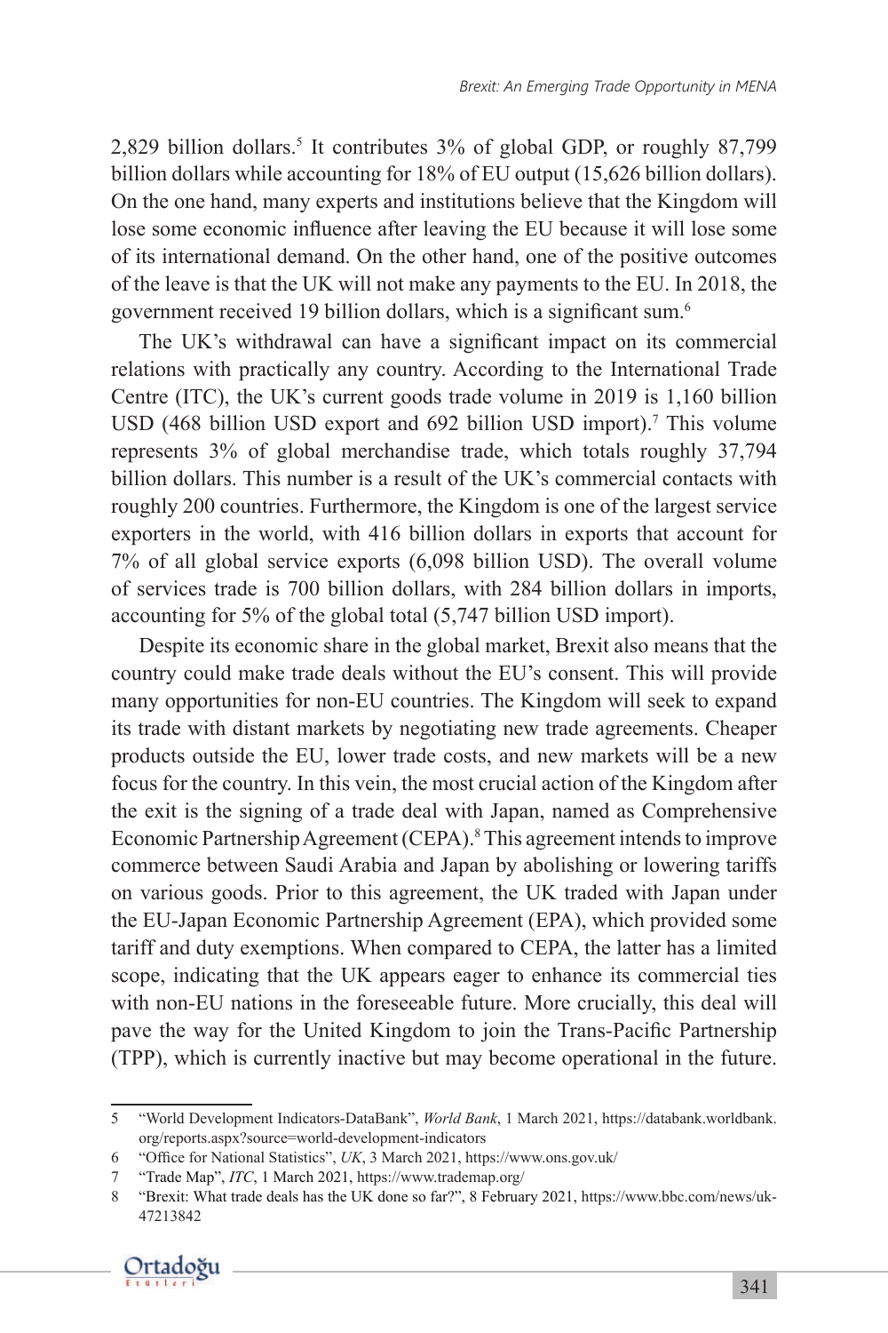2,829 billion dollars.[5] It contributes 3% of global GDP, or roughly 87,799 billion dollars while accounting for 18% of EU output (15,626 billion dollars). On the one hand, many experts and institutions believe that the Kingdom will lose some economic influence after leaving the EU because it will lose some of its international demand. On the other hand, one of the positive outcomes of the leave is that the UK will not make any payments to the EU. In 2018, the government received 19 billion dollars, which is a significant sum.[6]

The UK's withdrawal can have a significant impact on its commercial relations with practically any country. According to the International Trade Centre (ITC), the UK's current goods trade volume in 2019 is 1,160 billion USD (468 billion USD export and 692 billion USD import).[7] This volume represents 3% of global merchandise trade, which totals roughly 37,794 billion dollars. This number is a result of the UK's commercial contacts with roughly 200 countries. Furthermore, the Kingdom is one of the largest service exporters in the world, with 416 billion dollars in exports that account for 7% of all global service exports (6,098 billion USD). The overall volume of services trade is 700 billion dollars, with 284 billion dollars in imports, accounting for 5% of the global total (5,747 billion USD import).

Despite its economic share in the global market, Brexit also means that the country could make trade deals without the EU's consent. This will provide many opportunities for non-EU countries. The Kingdom will seek to expand its trade with distant markets by negotiating new trade agreements. Cheaper products outside the EU, lower trade costs, and new markets will be a new focus for the country. In this vein, the most crucial action of the Kingdom after the exit is the signing of a trade deal with Japan, named as Comprehensive Economic Partnership Agreement (CEPA).[8] This agreement intends to improve commerce between Saudi Arabia and Japan by abolishing or lowering tariffs on various goods. Prior to this agreement, the UK traded with Japan under the EU-Japan Economic Partnership Agreement (EPA), which provided some tariff and duty exemptions. When compared to CEPA, the latter has a limited scope, indicating that the UK appears eager to enhance its commercial ties with non-EU nations in the foreseeable future. More crucially, this deal will pave the way for the United Kingdom to join the Trans-Pacific Partnership (TPP), which is currently inactive but may become operational in the future.

---

5 "World Development Indicators-DataBank", *World Bank*, 1 March 2021, https://databank.worldbank.org/reports.aspx?source=world-development-indicators

6 "Office for National Statistics", *UK*, 3 March 2021, https://www.ons.gov.uk/

7 "Trade Map", *ITC*, 1 March 2021, https://www.trademap.org/

8 "Brexit: What trade deals has the UK done so far?", 8 February 2021, https://www.bbc.com/news/uk-47213842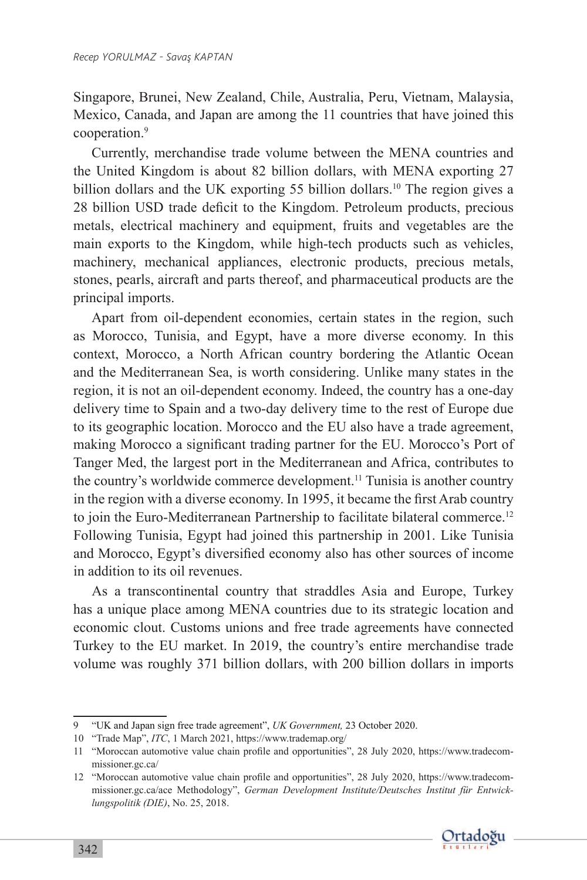Singapore, Brunei, New Zealand, Chile, Australia, Peru, Vietnam, Malaysia, Mexico, Canada, and Japan are among the 11 countries that have joined this cooperation.[9]

Currently, merchandise trade volume between the MENA countries and the United Kingdom is about 82 billion dollars, with MENA exporting 27 billion dollars and the UK exporting 55 billion dollars.[10] The region gives a 28 billion USD trade deficit to the Kingdom. Petroleum products, precious metals, electrical machinery and equipment, fruits and vegetables are the main exports to the Kingdom, while high-tech products such as vehicles, machinery, mechanical appliances, electronic products, precious metals, stones, pearls, aircraft and parts thereof, and pharmaceutical products are the principal imports.

Apart from oil-dependent economies, certain states in the region, such as Morocco, Tunisia, and Egypt, have a more diverse economy. In this context, Morocco, a North African country bordering the Atlantic Ocean and the Mediterranean Sea, is worth considering. Unlike many states in the region, it is not an oil-dependent economy. Indeed, the country has a one-day delivery time to Spain and a two-day delivery time to the rest of Europe due to its geographic location. Morocco and the EU also have a trade agreement, making Morocco a significant trading partner for the EU. Morocco's Port of Tanger Med, the largest port in the Mediterranean and Africa, contributes to the country's worldwide commerce development.[11] Tunisia is another country in the region with a diverse economy. In 1995, it became the first Arab country to join the Euro-Mediterranean Partnership to facilitate bilateral commerce.[12] Following Tunisia, Egypt had joined this partnership in 2001. Like Tunisia and Morocco, Egypt's diversified economy also has other sources of income in addition to its oil revenues.

As a transcontinental country that straddles Asia and Europe, Turkey has a unique place among MENA countries due to its strategic location and economic clout. Customs unions and free trade agreements have connected Turkey to the EU market. In 2019, the country's entire merchandise trade volume was roughly 371 billion dollars, with 200 billion dollars in imports

---

9 "UK and Japan sign free trade agreement", *UK Government,* 23 October 2020.

10 "Trade Map", *ITC*, 1 March 2021, https://www.trademap.org/

11 "Moroccan automotive value chain profile and opportunities", 28 July 2020, https://www.tradecommissioner.gc.ca/

12 "Moroccan automotive value chain profile and opportunities", 28 July 2020, https://www.tradecommissioner.gc.ca/ace Methodology", *German Development Institute/Deutsches Institut für Entwicklungspolitik (DIE)*, No. 25, 2018.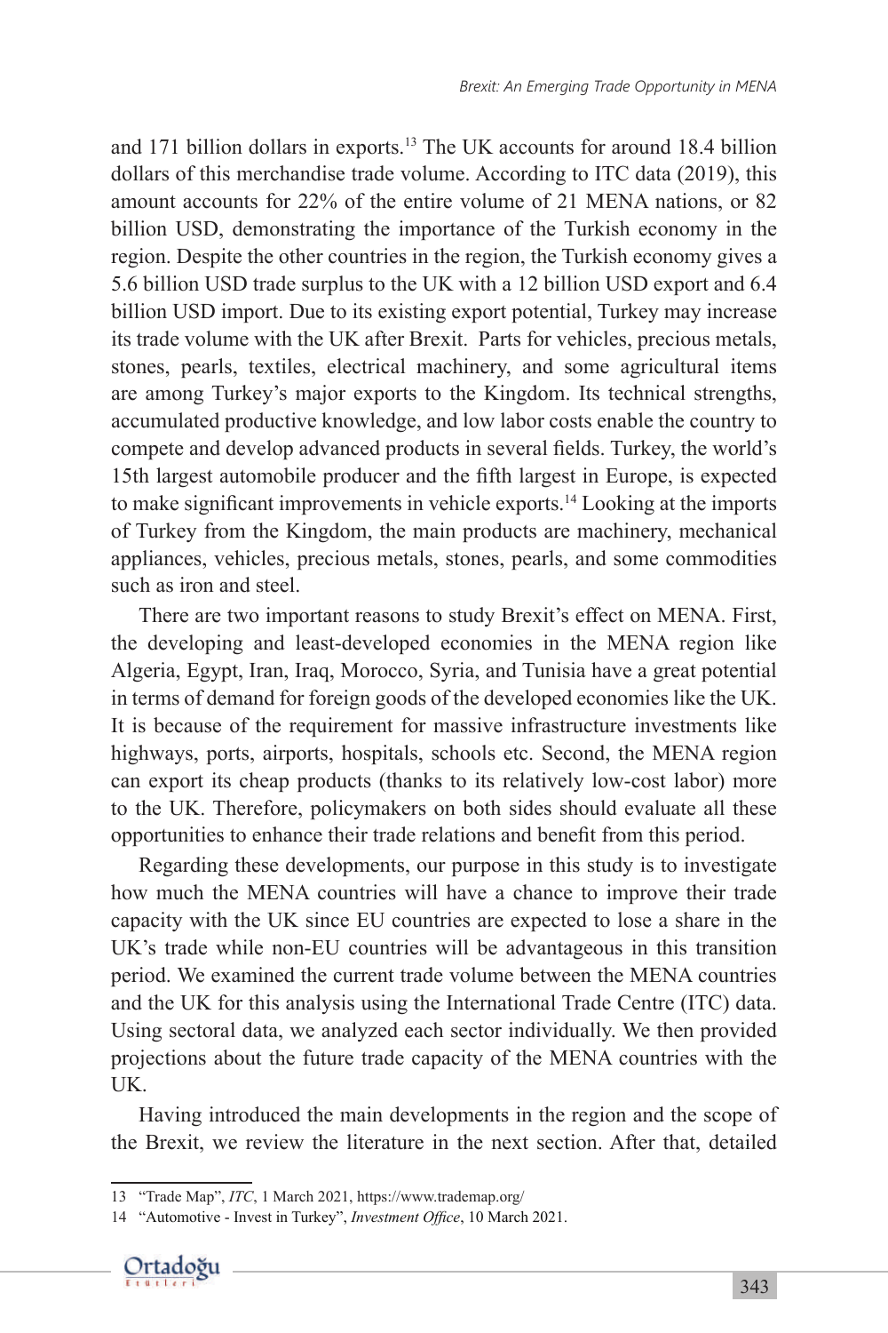and 171 billion dollars in exports.[13] The UK accounts for around 18.4 billion dollars of this merchandise trade volume. According to ITC data (2019), this amount accounts for 22% of the entire volume of 21 MENA nations, or 82 billion USD, demonstrating the importance of the Turkish economy in the region. Despite the other countries in the region, the Turkish economy gives a 5.6 billion USD trade surplus to the UK with a 12 billion USD export and 6.4 billion USD import. Due to its existing export potential, Turkey may increase its trade volume with the UK after Brexit. Parts for vehicles, precious metals, stones, pearls, textiles, electrical machinery, and some agricultural items are among Turkey's major exports to the Kingdom. Its technical strengths, accumulated productive knowledge, and low labor costs enable the country to compete and develop advanced products in several fields. Turkey, the world's 15th largest automobile producer and the fifth largest in Europe, is expected to make significant improvements in vehicle exports.[14] Looking at the imports of Turkey from the Kingdom, the main products are machinery, mechanical appliances, vehicles, precious metals, stones, pearls, and some commodities such as iron and steel.

There are two important reasons to study Brexit's effect on MENA. First, the developing and least-developed economies in the MENA region like Algeria, Egypt, Iran, Iraq, Morocco, Syria, and Tunisia have a great potential in terms of demand for foreign goods of the developed economies like the UK. It is because of the requirement for massive infrastructure investments like highways, ports, airports, hospitals, schools etc. Second, the MENA region can export its cheap products (thanks to its relatively low-cost labor) more to the UK. Therefore, policymakers on both sides should evaluate all these opportunities to enhance their trade relations and benefit from this period.

Regarding these developments, our purpose in this study is to investigate how much the MENA countries will have a chance to improve their trade capacity with the UK since EU countries are expected to lose a share in the UK's trade while non-EU countries will be advantageous in this transition period. We examined the current trade volume between the MENA countries and the UK for this analysis using the International Trade Centre (ITC) data. Using sectoral data, we analyzed each sector individually. We then provided projections about the future trade capacity of the MENA countries with the UK.

Having introduced the main developments in the region and the scope of the Brexit, we review the literature in the next section. After that, detailed

---

13 "Trade Map", *ITC*, 1 March 2021, https://www.trademap.org/

14 "Automotive - Invest in Turkey", *Investment Office*, 10 March 2021.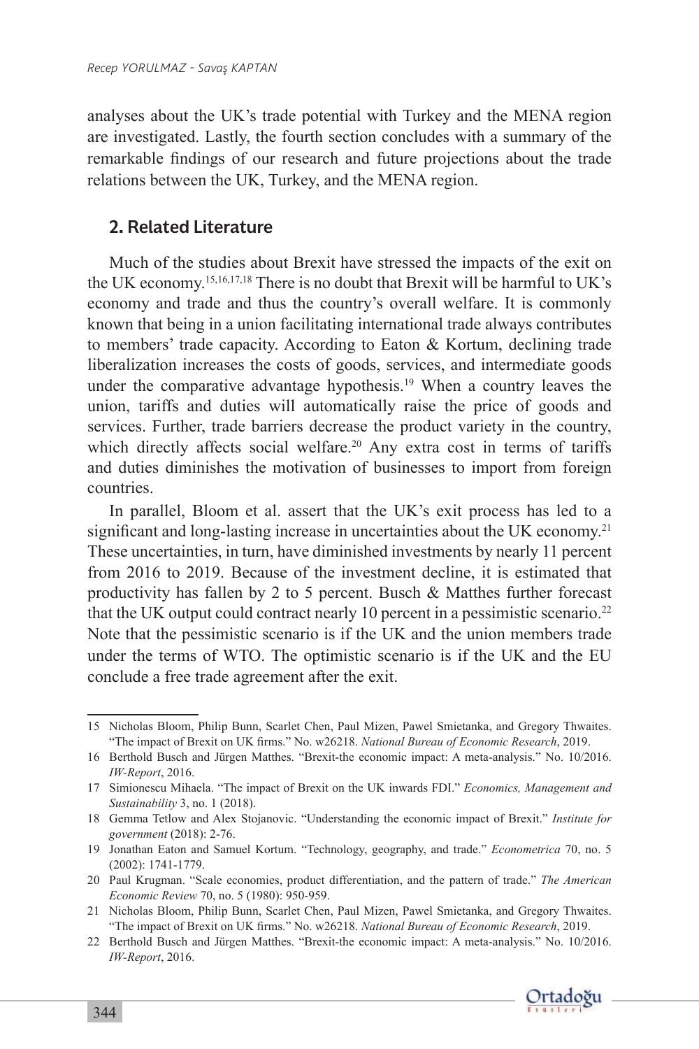analyses about the UK's trade potential with Turkey and the MENA region are investigated. Lastly, the fourth section concludes with a summary of the remarkable findings of our research and future projections about the trade relations between the UK, Turkey, and the MENA region.

## 2. Related Literature

Much of the studies about Brexit have stressed the impacts of the exit on the UK economy.[15,16,17,18] There is no doubt that Brexit will be harmful to UK's economy and trade and thus the country's overall welfare. It is commonly known that being in a union facilitating international trade always contributes to members' trade capacity. According to Eaton & Kortum, declining trade liberalization increases the costs of goods, services, and intermediate goods under the comparative advantage hypothesis.[19] When a country leaves the union, tariffs and duties will automatically raise the price of goods and services. Further, trade barriers decrease the product variety in the country, which directly affects social welfare.[20] Any extra cost in terms of tariffs and duties diminishes the motivation of businesses to import from foreign countries.

In parallel, Bloom et al. assert that the UK's exit process has led to a significant and long-lasting increase in uncertainties about the UK economy.[21] These uncertainties, in turn, have diminished investments by nearly 11 percent from 2016 to 2019. Because of the investment decline, it is estimated that productivity has fallen by 2 to 5 percent. Busch & Matthes further forecast that the UK output could contract nearly 10 percent in a pessimistic scenario.[22] Note that the pessimistic scenario is if the UK and the union members trade under the terms of WTO. The optimistic scenario is if the UK and the EU conclude a free trade agreement after the exit.

---

15 Nicholas Bloom, Philip Bunn, Scarlet Chen, Paul Mizen, Pawel Smietanka, and Gregory Thwaites. "The impact of Brexit on UK firms." No. w26218. *National Bureau of Economic Research*, 2019.

16 Berthold Busch and Jürgen Matthes. "Brexit-the economic impact: A meta-analysis." No. 10/2016. *IW-Report*, 2016.

17 Simionescu Mihaela. "The impact of Brexit on the UK inwards FDI." *Economics, Management and Sustainability* 3, no. 1 (2018).

18 Gemma Tetlow and Alex Stojanovic. "Understanding the economic impact of Brexit." *Institute for government* (2018): 2-76.

19 Jonathan Eaton and Samuel Kortum. "Technology, geography, and trade." *Econometrica* 70, no. 5 (2002): 1741-1779.

20 Paul Krugman. "Scale economies, product differentiation, and the pattern of trade." *The American Economic Review* 70, no. 5 (1980): 950-959.

21 Nicholas Bloom, Philip Bunn, Scarlet Chen, Paul Mizen, Pawel Smietanka, and Gregory Thwaites. "The impact of Brexit on UK firms." No. w26218. *National Bureau of Economic Research*, 2019.

22 Berthold Busch and Jürgen Matthes. "Brexit-the economic impact: A meta-analysis." No. 10/2016. *IW-Report*, 2016.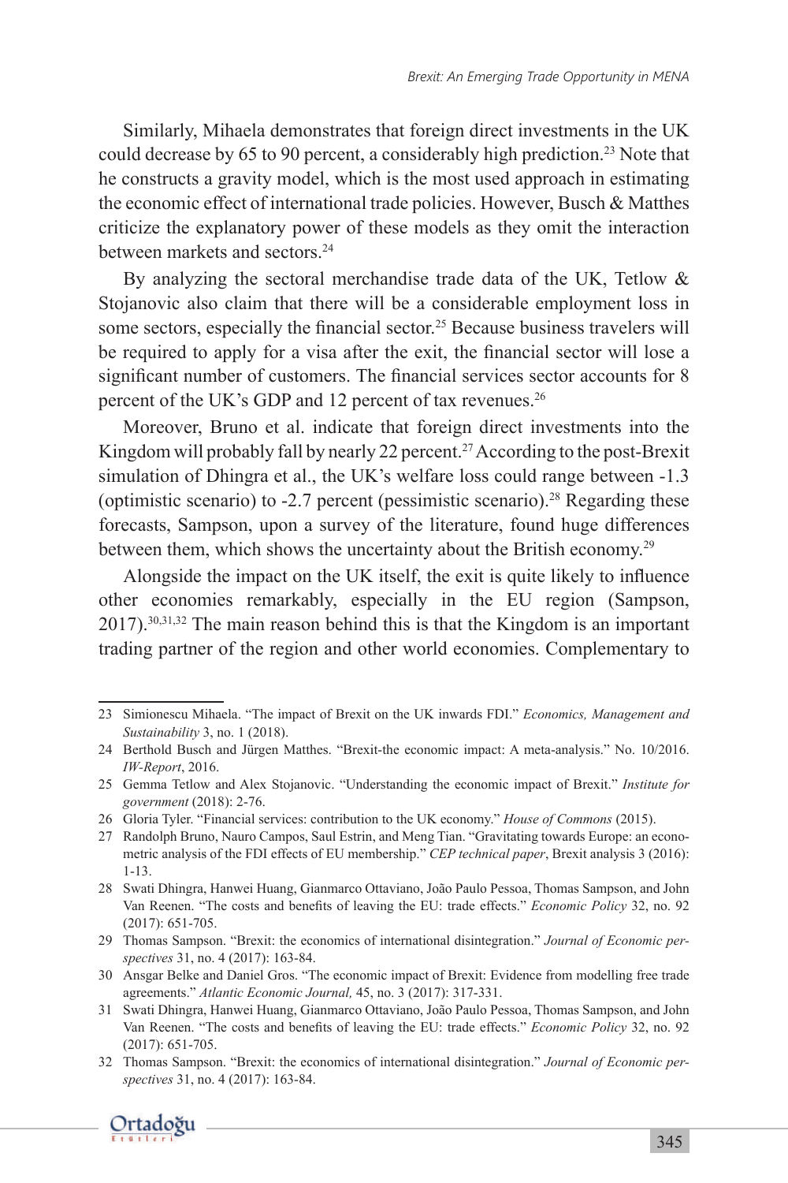Similarly, Mihaela demonstrates that foreign direct investments in the UK could decrease by 65 to 90 percent, a considerably high prediction.[23] Note that he constructs a gravity model, which is the most used approach in estimating the economic effect of international trade policies. However, Busch & Matthes criticize the explanatory power of these models as they omit the interaction between markets and sectors.[24]

By analyzing the sectoral merchandise trade data of the UK, Tetlow & Stojanovic also claim that there will be a considerable employment loss in some sectors, especially the financial sector.[25] Because business travelers will be required to apply for a visa after the exit, the financial sector will lose a significant number of customers. The financial services sector accounts for 8 percent of the UK's GDP and 12 percent of tax revenues.[26]

Moreover, Bruno et al. indicate that foreign direct investments into the Kingdom will probably fall by nearly 22 percent.[27] According to the post-Brexit simulation of Dhingra et al., the UK's welfare loss could range between -1.3 (optimistic scenario) to -2.7 percent (pessimistic scenario).[28] Regarding these forecasts, Sampson, upon a survey of the literature, found huge differences between them, which shows the uncertainty about the British economy.[29]

Alongside the impact on the UK itself, the exit is quite likely to influence other economies remarkably, especially in the EU region (Sampson, 2017).[30,31,32] The main reason behind this is that the Kingdom is an important trading partner of the region and other world economies. Complementary to

---

23 Simionescu Mihaela. "The impact of Brexit on the UK inwards FDI." *Economics, Management and Sustainability* 3, no. 1 (2018).

24 Berthold Busch and Jürgen Matthes. "Brexit-the economic impact: A meta-analysis." No. 10/2016. *IW-Report*, 2016.

25 Gemma Tetlow and Alex Stojanovic. "Understanding the economic impact of Brexit." *Institute for government* (2018): 2-76.

26 Gloria Tyler. "Financial services: contribution to the UK economy." *House of Commons* (2015).

27 Randolph Bruno, Nauro Campos, Saul Estrin, and Meng Tian. "Gravitating towards Europe: an econometric analysis of the FDI effects of EU membership." *CEP technical paper*, Brexit analysis 3 (2016): 1-13.

28 Swati Dhingra, Hanwei Huang, Gianmarco Ottaviano, João Paulo Pessoa, Thomas Sampson, and John Van Reenen. "The costs and benefits of leaving the EU: trade effects." *Economic Policy* 32, no. 92 (2017): 651-705.

29 Thomas Sampson. "Brexit: the economics of international disintegration." *Journal of Economic perspectives* 31, no. 4 (2017): 163-84.

30 Ansgar Belke and Daniel Gros. "The economic impact of Brexit: Evidence from modelling free trade agreements." *Atlantic Economic Journal,* 45, no. 3 (2017): 317-331.

31 Swati Dhingra, Hanwei Huang, Gianmarco Ottaviano, João Paulo Pessoa, Thomas Sampson, and John Van Reenen. "The costs and benefits of leaving the EU: trade effects." *Economic Policy* 32, no. 92 (2017): 651-705.

32 Thomas Sampson. "Brexit: the economics of international disintegration." *Journal of Economic perspectives* 31, no. 4 (2017): 163-84.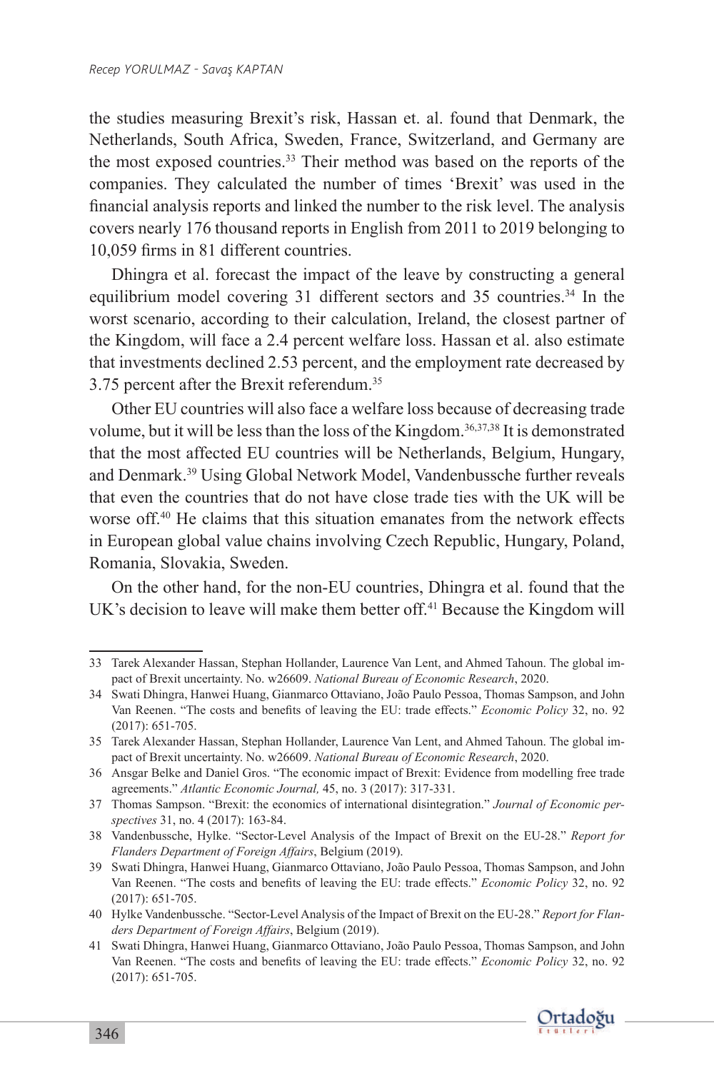the studies measuring Brexit's risk, Hassan et. al. found that Denmark, the Netherlands, South Africa, Sweden, France, Switzerland, and Germany are the most exposed countries.[33] Their method was based on the reports of the companies. They calculated the number of times 'Brexit' was used in the financial analysis reports and linked the number to the risk level. The analysis covers nearly 176 thousand reports in English from 2011 to 2019 belonging to 10,059 firms in 81 different countries.

Dhingra et al. forecast the impact of the leave by constructing a general equilibrium model covering 31 different sectors and 35 countries.[34] In the worst scenario, according to their calculation, Ireland, the closest partner of the Kingdom, will face a 2.4 percent welfare loss. Hassan et al. also estimate that investments declined 2.53 percent, and the employment rate decreased by 3.75 percent after the Brexit referendum.[35]

Other EU countries will also face a welfare loss because of decreasing trade volume, but it will be less than the loss of the Kingdom.[36,37,38] It is demonstrated that the most affected EU countries will be Netherlands, Belgium, Hungary, and Denmark.[39] Using Global Network Model, Vandenbussche further reveals that even the countries that do not have close trade ties with the UK will be worse off.[40] He claims that this situation emanates from the network effects in European global value chains involving Czech Republic, Hungary, Poland, Romania, Slovakia, Sweden.

On the other hand, for the non-EU countries, Dhingra et al. found that the UK's decision to leave will make them better off.[41] Because the Kingdom will

---

33 Tarek Alexander Hassan, Stephan Hollander, Laurence Van Lent, and Ahmed Tahoun. The global impact of Brexit uncertainty. No. w26609. *National Bureau of Economic Research*, 2020.

34 Swati Dhingra, Hanwei Huang, Gianmarco Ottaviano, João Paulo Pessoa, Thomas Sampson, and John Van Reenen. "The costs and benefits of leaving the EU: trade effects." *Economic Policy* 32, no. 92 (2017): 651-705.

35 Tarek Alexander Hassan, Stephan Hollander, Laurence Van Lent, and Ahmed Tahoun. The global impact of Brexit uncertainty. No. w26609. *National Bureau of Economic Research*, 2020.

36 Ansgar Belke and Daniel Gros. "The economic impact of Brexit: Evidence from modelling free trade agreements." *Atlantic Economic Journal,* 45, no. 3 (2017): 317-331.

37 Thomas Sampson. "Brexit: the economics of international disintegration." *Journal of Economic perspectives* 31, no. 4 (2017): 163-84.

38 Vandenbussche, Hylke. "Sector-Level Analysis of the Impact of Brexit on the EU-28." *Report for Flanders Department of Foreign Affairs*, Belgium (2019).

39 Swati Dhingra, Hanwei Huang, Gianmarco Ottaviano, João Paulo Pessoa, Thomas Sampson, and John Van Reenen. "The costs and benefits of leaving the EU: trade effects." *Economic Policy* 32, no. 92 (2017): 651-705.

40 Hylke Vandenbussche. "Sector-Level Analysis of the Impact of Brexit on the EU-28." *Report for Flanders Department of Foreign Affairs*, Belgium (2019).

41 Swati Dhingra, Hanwei Huang, Gianmarco Ottaviano, João Paulo Pessoa, Thomas Sampson, and John Van Reenen. "The costs and benefits of leaving the EU: trade effects." *Economic Policy* 32, no. 92 (2017): 651-705.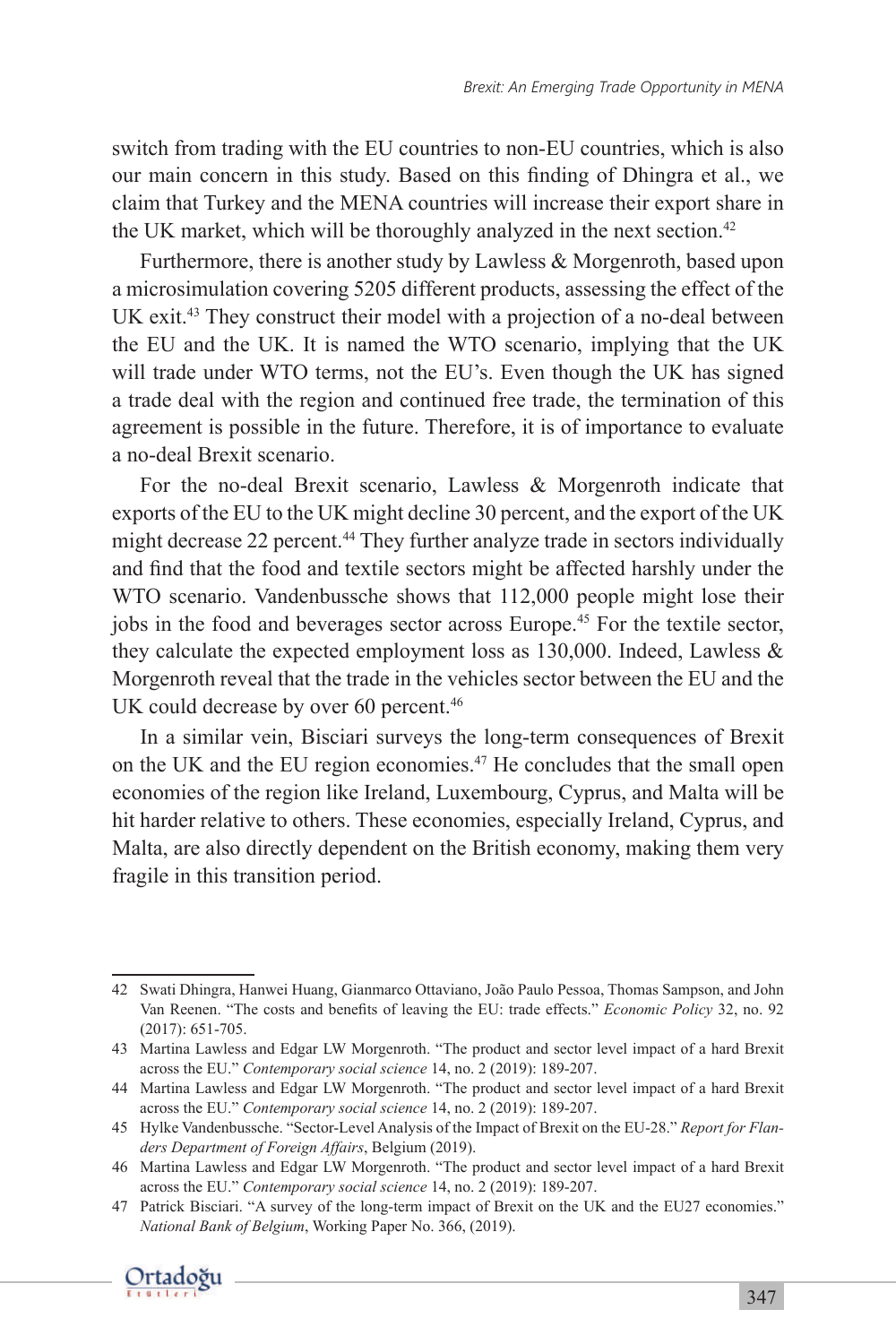switch from trading with the EU countries to non-EU countries, which is also our main concern in this study. Based on this finding of Dhingra et al., we claim that Turkey and the MENA countries will increase their export share in the UK market, which will be thoroughly analyzed in the next section.[42]

Furthermore, there is another study by Lawless & Morgenroth, based upon a microsimulation covering 5205 different products, assessing the effect of the UK exit.[43] They construct their model with a projection of a no-deal between the EU and the UK. It is named the WTO scenario, implying that the UK will trade under WTO terms, not the EU's. Even though the UK has signed a trade deal with the region and continued free trade, the termination of this agreement is possible in the future. Therefore, it is of importance to evaluate a no-deal Brexit scenario.

For the no-deal Brexit scenario, Lawless & Morgenroth indicate that exports of the EU to the UK might decline 30 percent, and the export of the UK might decrease 22 percent.[44] They further analyze trade in sectors individually and find that the food and textile sectors might be affected harshly under the WTO scenario. Vandenbussche shows that 112,000 people might lose their jobs in the food and beverages sector across Europe.[45] For the textile sector, they calculate the expected employment loss as 130,000. Indeed, Lawless & Morgenroth reveal that the trade in the vehicles sector between the EU and the UK could decrease by over 60 percent.[46]

In a similar vein, Bisciari surveys the long-term consequences of Brexit on the UK and the EU region economies.[47] He concludes that the small open economies of the region like Ireland, Luxembourg, Cyprus, and Malta will be hit harder relative to others. These economies, especially Ireland, Cyprus, and Malta, are also directly dependent on the British economy, making them very fragile in this transition period.

---

42 Swati Dhingra, Hanwei Huang, Gianmarco Ottaviano, João Paulo Pessoa, Thomas Sampson, and John Van Reenen. "The costs and benefits of leaving the EU: trade effects." *Economic Policy* 32, no. 92 (2017): 651-705.

43 Martina Lawless and Edgar LW Morgenroth. "The product and sector level impact of a hard Brexit across the EU." *Contemporary social science* 14, no. 2 (2019): 189-207.

44 Martina Lawless and Edgar LW Morgenroth. "The product and sector level impact of a hard Brexit across the EU." *Contemporary social science* 14, no. 2 (2019): 189-207.

45 Hylke Vandenbussche. "Sector-Level Analysis of the Impact of Brexit on the EU-28." *Report for Flanders Department of Foreign Affairs*, Belgium (2019).

46 Martina Lawless and Edgar LW Morgenroth. "The product and sector level impact of a hard Brexit across the EU." *Contemporary social science* 14, no. 2 (2019): 189-207.

47 Patrick Bisciari. "A survey of the long-term impact of Brexit on the UK and the EU27 economies." *National Bank of Belgium*, Working Paper No. 366, (2019).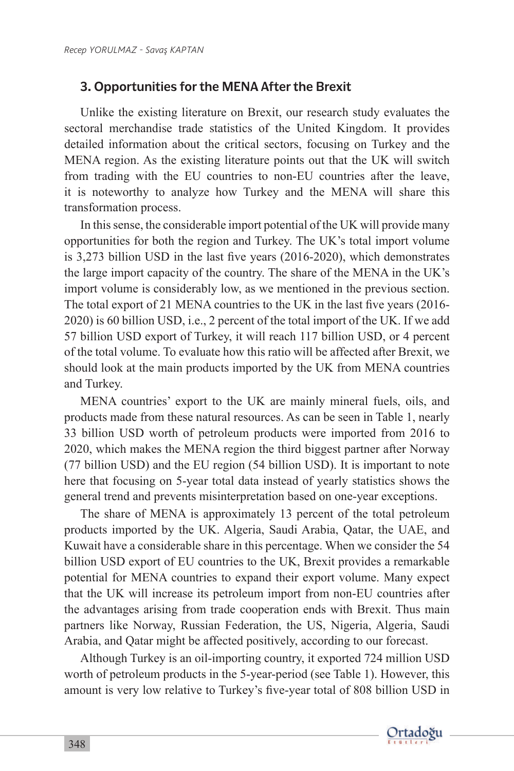## 3. Opportunities for the MENA After the Brexit

Unlike the existing literature on Brexit, our research study evaluates the sectoral merchandise trade statistics of the United Kingdom. It provides detailed information about the critical sectors, focusing on Turkey and the MENA region. As the existing literature points out that the UK will switch from trading with the EU countries to non-EU countries after the leave, it is noteworthy to analyze how Turkey and the MENA will share this transformation process.

In this sense, the considerable import potential of the UK will provide many opportunities for both the region and Turkey. The UK's total import volume is 3,273 billion USD in the last five years (2016-2020), which demonstrates the large import capacity of the country. The share of the MENA in the UK's import volume is considerably low, as we mentioned in the previous section. The total export of 21 MENA countries to the UK in the last five years (2016-2020) is 60 billion USD, i.e., 2 percent of the total import of the UK. If we add 57 billion USD export of Turkey, it will reach 117 billion USD, or 4 percent of the total volume. To evaluate how this ratio will be affected after Brexit, we should look at the main products imported by the UK from MENA countries and Turkey.

MENA countries' export to the UK are mainly mineral fuels, oils, and products made from these natural resources. As can be seen in Table 1, nearly 33 billion USD worth of petroleum products were imported from 2016 to 2020, which makes the MENA region the third biggest partner after Norway (77 billion USD) and the EU region (54 billion USD). It is important to note here that focusing on 5-year total data instead of yearly statistics shows the general trend and prevents misinterpretation based on one-year exceptions.

The share of MENA is approximately 13 percent of the total petroleum products imported by the UK. Algeria, Saudi Arabia, Qatar, the UAE, and Kuwait have a considerable share in this percentage. When we consider the 54 billion USD export of EU countries to the UK, Brexit provides a remarkable potential for MENA countries to expand their export volume. Many expect that the UK will increase its petroleum import from non-EU countries after the advantages arising from trade cooperation ends with Brexit. Thus main partners like Norway, Russian Federation, the US, Nigeria, Algeria, Saudi Arabia, and Qatar might be affected positively, according to our forecast.

Although Turkey is an oil-importing country, it exported 724 million USD worth of petroleum products in the 5-year-period (see Table 1). However, this amount is very low relative to Turkey's five-year total of 808 billion USD in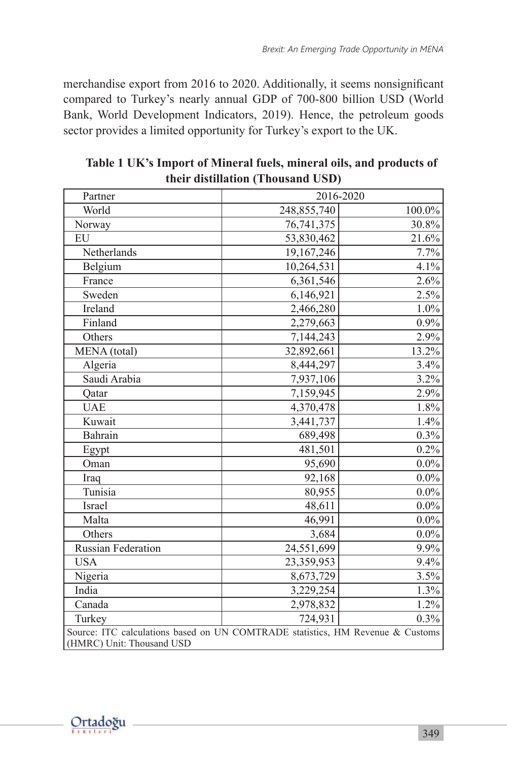merchandise export from 2016 to 2020. Additionally, it seems nonsignificant compared to Turkey's nearly annual GDP of 700-800 billion USD (World Bank, World Development Indicators, 2019). Hence, the petroleum goods sector provides a limited opportunity for Turkey's export to the UK.

**Table 1 UK's Import of Mineral fuels, mineral oils, and products of their distillation (Thousand USD)**

| Partner | 2016-2020 | |
|---|---|---|
| World | 248,855,740 | 100.0% |
| Norway | 76,741,375 | 30.8% |
| EU | 53,830,462 | 21.6% |
| Netherlands | 19,167,246 | 7.7% |
| Belgium | 10,264,531 | 4.1% |
| France | 6,361,546 | 2.6% |
| Sweden | 6,146,921 | 2.5% |
| Ireland | 2,466,280 | 1.0% |
| Finland | 2,279,663 | 0.9% |
| Others | 7,144,243 | 2.9% |
| MENA (total) | 32,892,661 | 13.2% |
| Algeria | 8,444,297 | 3.4% |
| Saudi Arabia | 7,937,106 | 3.2% |
| Qatar | 7,159,945 | 2.9% |
| UAE | 4,370,478 | 1.8% |
| Kuwait | 3,441,737 | 1.4% |
| Bahrain | 689,498 | 0.3% |
| Egypt | 481,501 | 0.2% |
| Oman | 95,690 | 0.0% |
| Iraq | 92,168 | 0.0% |
| Tunisia | 80,955 | 0.0% |
| Israel | 48,611 | 0.0% |
| Malta | 46,991 | 0.0% |
| Others | 3,684 | 0.0% |
| Russian Federation | 24,551,699 | 9.9% |
| USA | 23,359,953 | 9.4% |
| Nigeria | 8,673,729 | 3.5% |
| India | 3,229,254 | 1.3% |
| Canada | 2,978,832 | 1.2% |
| Turkey | 724,931 | 0.3% |

Source: ITC calculations based on UN COMTRADE statistics, HM Revenue & Customs (HMRC) Unit: Thousand USD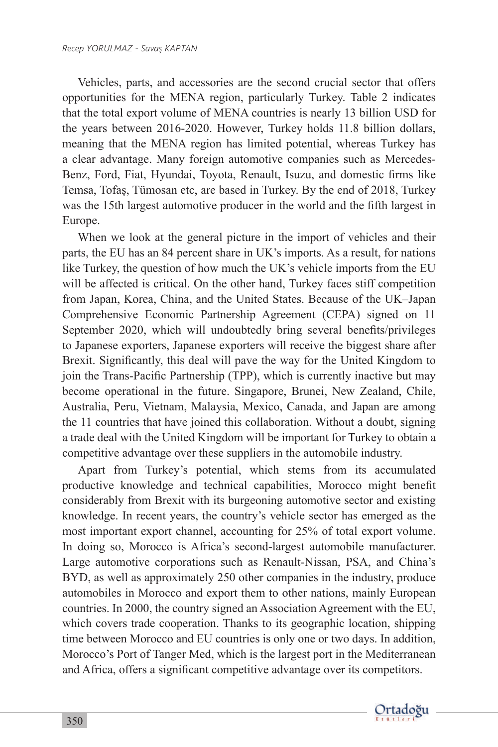Vehicles, parts, and accessories are the second crucial sector that offers opportunities for the MENA region, particularly Turkey. Table 2 indicates that the total export volume of MENA countries is nearly 13 billion USD for the years between 2016-2020. However, Turkey holds 11.8 billion dollars, meaning that the MENA region has limited potential, whereas Turkey has a clear advantage. Many foreign automotive companies such as Mercedes-Benz, Ford, Fiat, Hyundai, Toyota, Renault, Isuzu, and domestic firms like Temsa, Tofaş, Tümosan etc, are based in Turkey. By the end of 2018, Turkey was the 15th largest automotive producer in the world and the fifth largest in Europe.

When we look at the general picture in the import of vehicles and their parts, the EU has an 84 percent share in UK's imports. As a result, for nations like Turkey, the question of how much the UK's vehicle imports from the EU will be affected is critical. On the other hand, Turkey faces stiff competition from Japan, Korea, China, and the United States. Because of the UK–Japan Comprehensive Economic Partnership Agreement (CEPA) signed on 11 September 2020, which will undoubtedly bring several benefits/privileges to Japanese exporters, Japanese exporters will receive the biggest share after Brexit. Significantly, this deal will pave the way for the United Kingdom to join the Trans-Pacific Partnership (TPP), which is currently inactive but may become operational in the future. Singapore, Brunei, New Zealand, Chile, Australia, Peru, Vietnam, Malaysia, Mexico, Canada, and Japan are among the 11 countries that have joined this collaboration. Without a doubt, signing a trade deal with the United Kingdom will be important for Turkey to obtain a competitive advantage over these suppliers in the automobile industry.

Apart from Turkey's potential, which stems from its accumulated productive knowledge and technical capabilities, Morocco might benefit considerably from Brexit with its burgeoning automotive sector and existing knowledge. In recent years, the country's vehicle sector has emerged as the most important export channel, accounting for 25% of total export volume. In doing so, Morocco is Africa's second-largest automobile manufacturer. Large automotive corporations such as Renault-Nissan, PSA, and China's BYD, as well as approximately 250 other companies in the industry, produce automobiles in Morocco and export them to other nations, mainly European countries. In 2000, the country signed an Association Agreement with the EU, which covers trade cooperation. Thanks to its geographic location, shipping time between Morocco and EU countries is only one or two days. In addition, Morocco's Port of Tanger Med, which is the largest port in the Mediterranean and Africa, offers a significant competitive advantage over its competitors.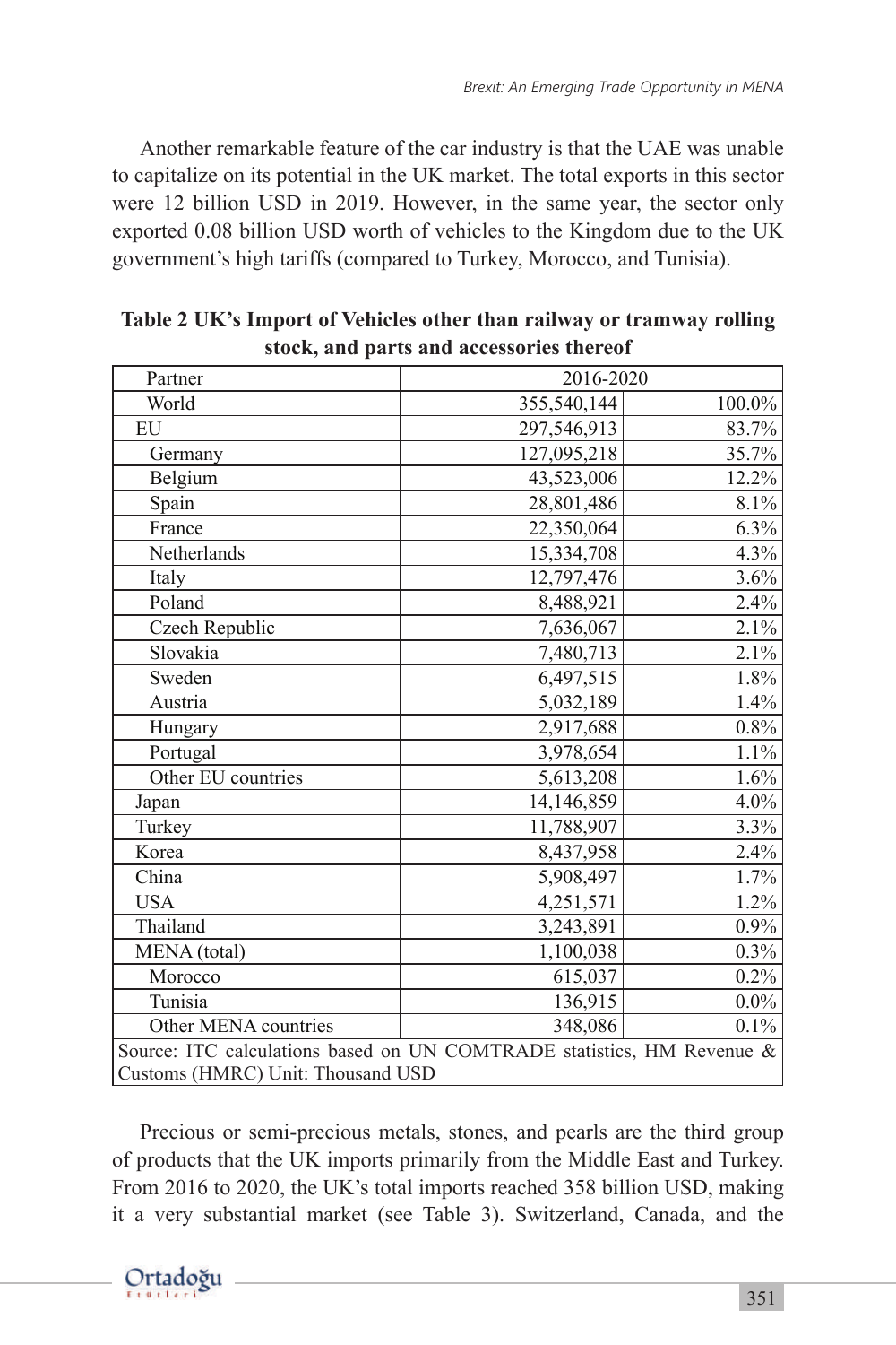Another remarkable feature of the car industry is that the UAE was unable to capitalize on its potential in the UK market. The total exports in this sector were 12 billion USD in 2019. However, in the same year, the sector only exported 0.08 billion USD worth of vehicles to the Kingdom due to the UK government's high tariffs (compared to Turkey, Morocco, and Tunisia).

**Table 2 UK's Import of Vehicles other than railway or tramway rolling stock, and parts and accessories thereof**

| Partner | 2016-2020 | |
|---|---|---|
| World | 355,540,144 | 100.0% |
| EU | 297,546,913 | 83.7% |
| Germany | 127,095,218 | 35.7% |
| Belgium | 43,523,006 | 12.2% |
| Spain | 28,801,486 | 8.1% |
| France | 22,350,064 | 6.3% |
| Netherlands | 15,334,708 | 4.3% |
| Italy | 12,797,476 | 3.6% |
| Poland | 8,488,921 | 2.4% |
| Czech Republic | 7,636,067 | 2.1% |
| Slovakia | 7,480,713 | 2.1% |
| Sweden | 6,497,515 | 1.8% |
| Austria | 5,032,189 | 1.4% |
| Hungary | 2,917,688 | 0.8% |
| Portugal | 3,978,654 | 1.1% |
| Other EU countries | 5,613,208 | 1.6% |
| Japan | 14,146,859 | 4.0% |
| Turkey | 11,788,907 | 3.3% |
| Korea | 8,437,958 | 2.4% |
| China | 5,908,497 | 1.7% |
| USA | 4,251,571 | 1.2% |
| Thailand | 3,243,891 | 0.9% |
| MENA (total) | 1,100,038 | 0.3% |
| Morocco | 615,037 | 0.2% |
| Tunisia | 136,915 | 0.0% |
| Other MENA countries | 348,086 | 0.1% |

Source: ITC calculations based on UN COMTRADE statistics, HM Revenue & Customs (HMRC) Unit: Thousand USD

Precious or semi-precious metals, stones, and pearls are the third group of products that the UK imports primarily from the Middle East and Turkey. From 2016 to 2020, the UK's total imports reached 358 billion USD, making it a very substantial market (see Table 3). Switzerland, Canada, and the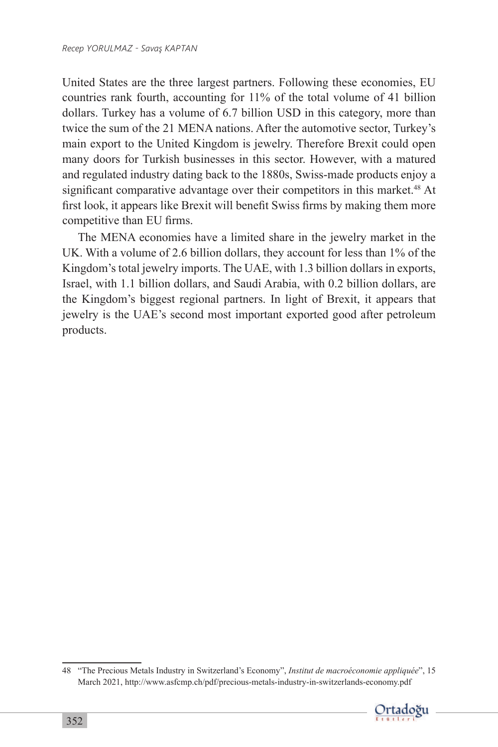United States are the three largest partners. Following these economies, EU countries rank fourth, accounting for 11% of the total volume of 41 billion dollars. Turkey has a volume of 6.7 billion USD in this category, more than twice the sum of the 21 MENA nations. After the automotive sector, Turkey's main export to the United Kingdom is jewelry. Therefore Brexit could open many doors for Turkish businesses in this sector. However, with a matured and regulated industry dating back to the 1880s, Swiss-made products enjoy a significant comparative advantage over their competitors in this market.[48] At first look, it appears like Brexit will benefit Swiss firms by making them more competitive than EU firms.

The MENA economies have a limited share in the jewelry market in the UK. With a volume of 2.6 billion dollars, they account for less than 1% of the Kingdom's total jewelry imports. The UAE, with 1.3 billion dollars in exports, Israel, with 1.1 billion dollars, and Saudi Arabia, with 0.2 billion dollars, are the Kingdom's biggest regional partners. In light of Brexit, it appears that jewelry is the UAE's second most important exported good after petroleum products.

---

48 "The Precious Metals Industry in Switzerland's Economy", *Institut de macroéconomie appliquée*", 15 March 2021, http://www.asfcmp.ch/pdf/precious-metals-industry-in-switzerlands-economy.pdf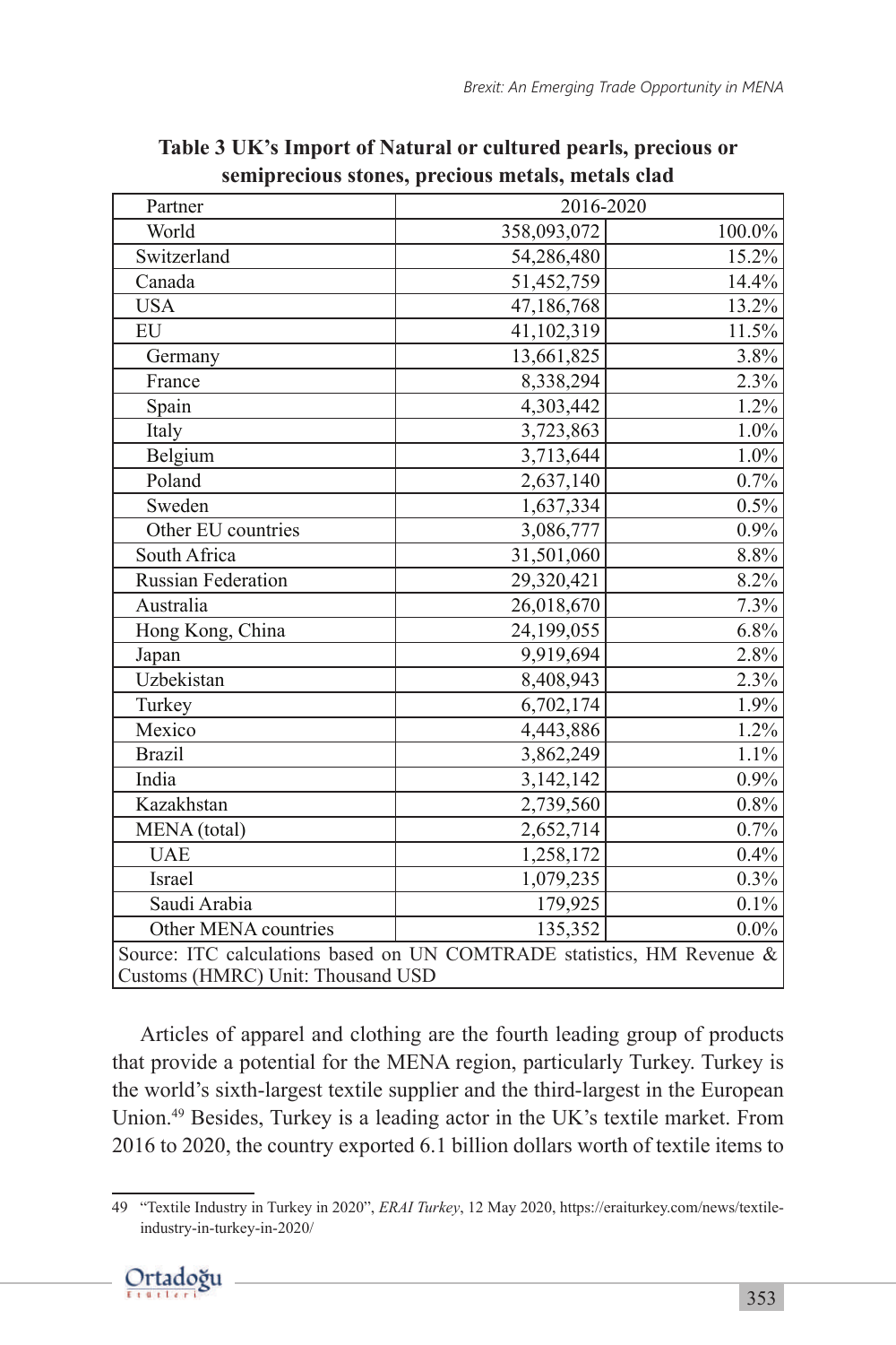**Table 3 UK's Import of Natural or cultured pearls, precious or semiprecious stones, precious metals, metals clad**

| Partner | 2016-2020 | |
|---|---|---|
| World | 358,093,072 | 100.0% |
| Switzerland | 54,286,480 | 15.2% |
| Canada | 51,452,759 | 14.4% |
| USA | 47,186,768 | 13.2% |
| EU | 41,102,319 | 11.5% |
| Germany | 13,661,825 | 3.8% |
| France | 8,338,294 | 2.3% |
| Spain | 4,303,442 | 1.2% |
| Italy | 3,723,863 | 1.0% |
| Belgium | 3,713,644 | 1.0% |
| Poland | 2,637,140 | 0.7% |
| Sweden | 1,637,334 | 0.5% |
| Other EU countries | 3,086,777 | 0.9% |
| South Africa | 31,501,060 | 8.8% |
| Russian Federation | 29,320,421 | 8.2% |
| Australia | 26,018,670 | 7.3% |
| Hong Kong, China | 24,199,055 | 6.8% |
| Japan | 9,919,694 | 2.8% |
| Uzbekistan | 8,408,943 | 2.3% |
| Turkey | 6,702,174 | 1.9% |
| Mexico | 4,443,886 | 1.2% |
| Brazil | 3,862,249 | 1.1% |
| India | 3,142,142 | 0.9% |
| Kazakhstan | 2,739,560 | 0.8% |
| MENA (total) | 2,652,714 | 0.7% |
| UAE | 1,258,172 | 0.4% |
| Israel | 1,079,235 | 0.3% |
| Saudi Arabia | 179,925 | 0.1% |
| Other MENA countries | 135,352 | 0.0% |
| Source: ITC calculations based on UN COMTRADE statistics, HM Revenue & Customs (HMRC) Unit: Thousand USD | | |

Articles of apparel and clothing are the fourth leading group of products that provide a potential for the MENA region, particularly Turkey. Turkey is the world's sixth-largest textile supplier and the third-largest in the European Union.[49] Besides, Turkey is a leading actor in the UK's textile market. From 2016 to 2020, the country exported 6.1 billion dollars worth of textile items to

---

49 "Textile Industry in Turkey in 2020", *ERAI Turkey*, 12 May 2020, https://eraiturkey.com/news/textile-industry-in-turkey-in-2020/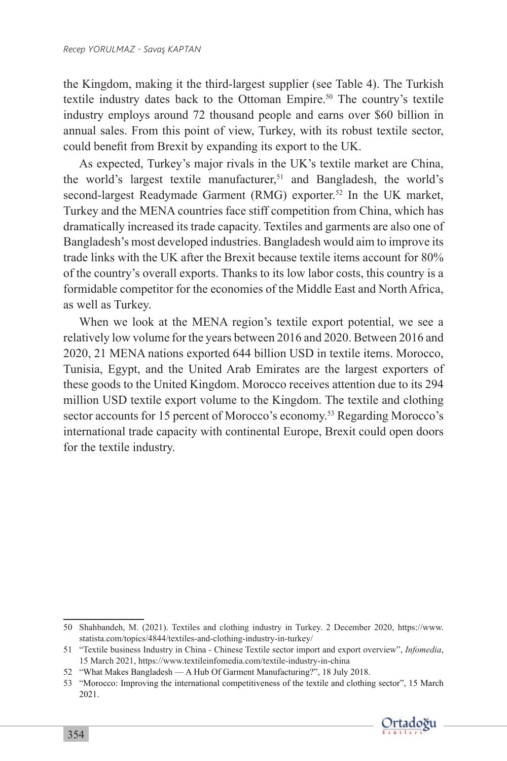the Kingdom, making it the third-largest supplier (see Table 4). The Turkish textile industry dates back to the Ottoman Empire.[50] The country's textile industry employs around 72 thousand people and earns over $60 billion in annual sales. From this point of view, Turkey, with its robust textile sector, could benefit from Brexit by expanding its export to the UK.

As expected, Turkey's major rivals in the UK's textile market are China, the world's largest textile manufacturer,[51] and Bangladesh, the world's second-largest Readymade Garment (RMG) exporter.[52] In the UK market, Turkey and the MENA countries face stiff competition from China, which has dramatically increased its trade capacity. Textiles and garments are also one of Bangladesh's most developed industries. Bangladesh would aim to improve its trade links with the UK after the Brexit because textile items account for 80% of the country's overall exports. Thanks to its low labor costs, this country is a formidable competitor for the economies of the Middle East and North Africa, as well as Turkey.

When we look at the MENA region's textile export potential, we see a relatively low volume for the years between 2016 and 2020. Between 2016 and 2020, 21 MENA nations exported 644 billion USD in textile items. Morocco, Tunisia, Egypt, and the United Arab Emirates are the largest exporters of these goods to the United Kingdom. Morocco receives attention due to its 294 million USD textile export volume to the Kingdom. The textile and clothing sector accounts for 15 percent of Morocco's economy.[53] Regarding Morocco's international trade capacity with continental Europe, Brexit could open doors for the textile industry.

---

50 Shahbandeh, M. (2021). Textiles and clothing industry in Turkey. 2 December 2020, https://www.statista.com/topics/4844/textiles-and-clothing-industry-in-turkey/

51 "Textile business Industry in China - Chinese Textile sector import and export overview", *Infomedia*, 15 March 2021, https://www.textileinfomedia.com/textile-industry-in-china

52 "What Makes Bangladesh — A Hub Of Garment Manufacturing?", 18 July 2018.

53 "Morocco: Improving the international competitiveness of the textile and clothing sector", 15 March 2021.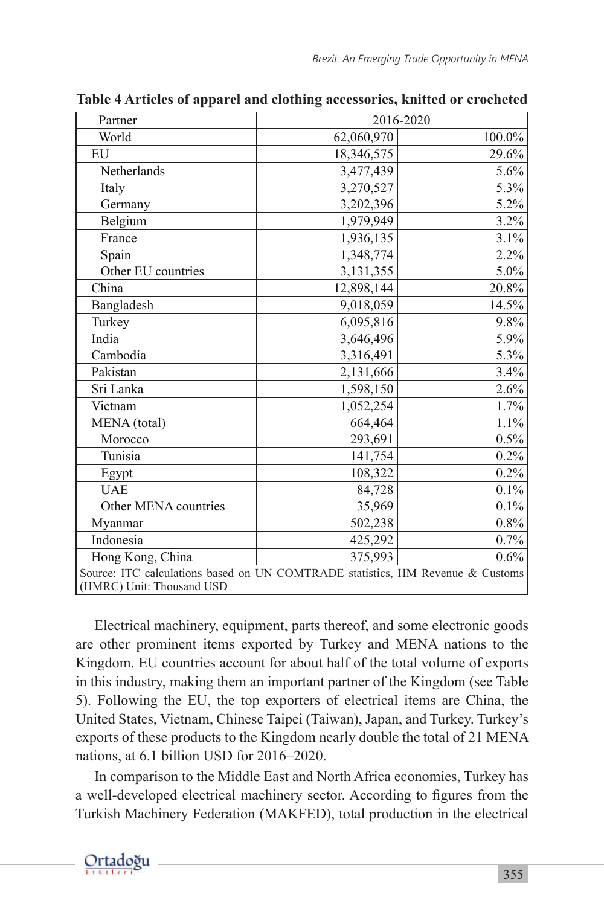**Table 4 Articles of apparel and clothing accessories, knitted or crocheted**

| Partner | 2016-2020 | |
|---|---|---|
| World | 62,060,970 | 100.0% |
| EU | 18,346,575 | 29.6% |
| Netherlands | 3,477,439 | 5.6% |
| Italy | 3,270,527 | 5.3% |
| Germany | 3,202,396 | 5.2% |
| Belgium | 1,979,949 | 3.2% |
| France | 1,936,135 | 3.1% |
| Spain | 1,348,774 | 2.2% |
| Other EU countries | 3,131,355 | 5.0% |
| China | 12,898,144 | 20.8% |
| Bangladesh | 9,018,059 | 14.5% |
| Turkey | 6,095,816 | 9.8% |
| India | 3,646,496 | 5.9% |
| Cambodia | 3,316,491 | 5.3% |
| Pakistan | 2,131,666 | 3.4% |
| Sri Lanka | 1,598,150 | 2.6% |
| Vietnam | 1,052,254 | 1.7% |
| MENA (total) | 664,464 | 1.1% |
| Morocco | 293,691 | 0.5% |
| Tunisia | 141,754 | 0.2% |
| Egypt | 108,322 | 0.2% |
| UAE | 84,728 | 0.1% |
| Other MENA countries | 35,969 | 0.1% |
| Myanmar | 502,238 | 0.8% |
| Indonesia | 425,292 | 0.7% |
| Hong Kong, China | 375,993 | 0.6% |

Source: ITC calculations based on UN COMTRADE statistics, HM Revenue & Customs (HMRC) Unit: Thousand USD

Electrical machinery, equipment, parts thereof, and some electronic goods are other prominent items exported by Turkey and MENA nations to the Kingdom. EU countries account for about half of the total volume of exports in this industry, making them an important partner of the Kingdom (see Table 5). Following the EU, the top exporters of electrical items are China, the United States, Vietnam, Chinese Taipei (Taiwan), Japan, and Turkey. Turkey's exports of these products to the Kingdom nearly double the total of 21 MENA nations, at 6.1 billion USD for 2016–2020.

In comparison to the Middle East and North Africa economies, Turkey has a well-developed electrical machinery sector. According to figures from the Turkish Machinery Federation (MAKFED), total production in the electrical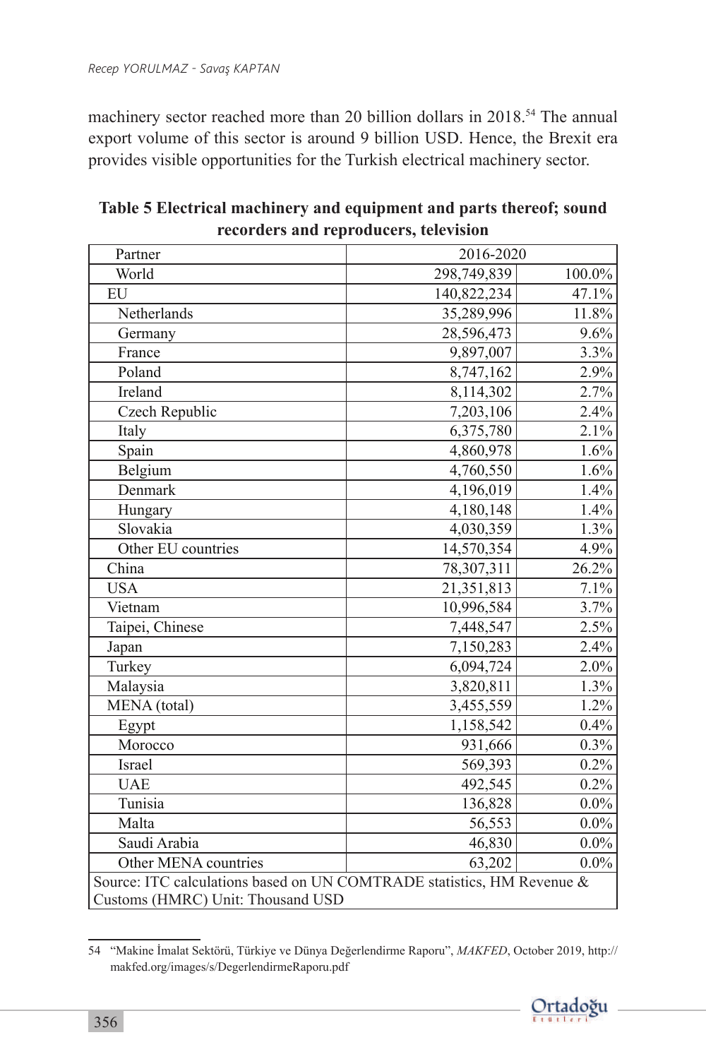machinery sector reached more than 20 billion dollars in 2018.[54] The annual export volume of this sector is around 9 billion USD. Hence, the Brexit era provides visible opportunities for the Turkish electrical machinery sector.

**Table 5 Electrical machinery and equipment and parts thereof; sound recorders and reproducers, television**

| Partner | 2016-2020 | |
|---|---|---|
| World | 298,749,839 | 100.0% |
| EU | 140,822,234 | 47.1% |
| Netherlands | 35,289,996 | 11.8% |
| Germany | 28,596,473 | 9.6% |
| France | 9,897,007 | 3.3% |
| Poland | 8,747,162 | 2.9% |
| Ireland | 8,114,302 | 2.7% |
| Czech Republic | 7,203,106 | 2.4% |
| Italy | 6,375,780 | 2.1% |
| Spain | 4,860,978 | 1.6% |
| Belgium | 4,760,550 | 1.6% |
| Denmark | 4,196,019 | 1.4% |
| Hungary | 4,180,148 | 1.4% |
| Slovakia | 4,030,359 | 1.3% |
| Other EU countries | 14,570,354 | 4.9% |
| China | 78,307,311 | 26.2% |
| USA | 21,351,813 | 7.1% |
| Vietnam | 10,996,584 | 3.7% |
| Taipei, Chinese | 7,448,547 | 2.5% |
| Japan | 7,150,283 | 2.4% |
| Turkey | 6,094,724 | 2.0% |
| Malaysia | 3,820,811 | 1.3% |
| MENA (total) | 3,455,559 | 1.2% |
| Egypt | 1,158,542 | 0.4% |
| Morocco | 931,666 | 0.3% |
| Israel | 569,393 | 0.2% |
| UAE | 492,545 | 0.2% |
| Tunisia | 136,828 | 0.0% |
| Malta | 56,553 | 0.0% |
| Saudi Arabia | 46,830 | 0.0% |
| Other MENA countries | 63,202 | 0.0% |

Source: ITC calculations based on UN COMTRADE statistics, HM Revenue & Customs (HMRC) Unit: Thousand USD

54 "Makine İmalat Sektörü, Türkiye ve Dünya Değerlendirme Raporu", *MAKFED*, October 2019, http://makfed.org/images/s/DegerlendirmeRaporu.pdf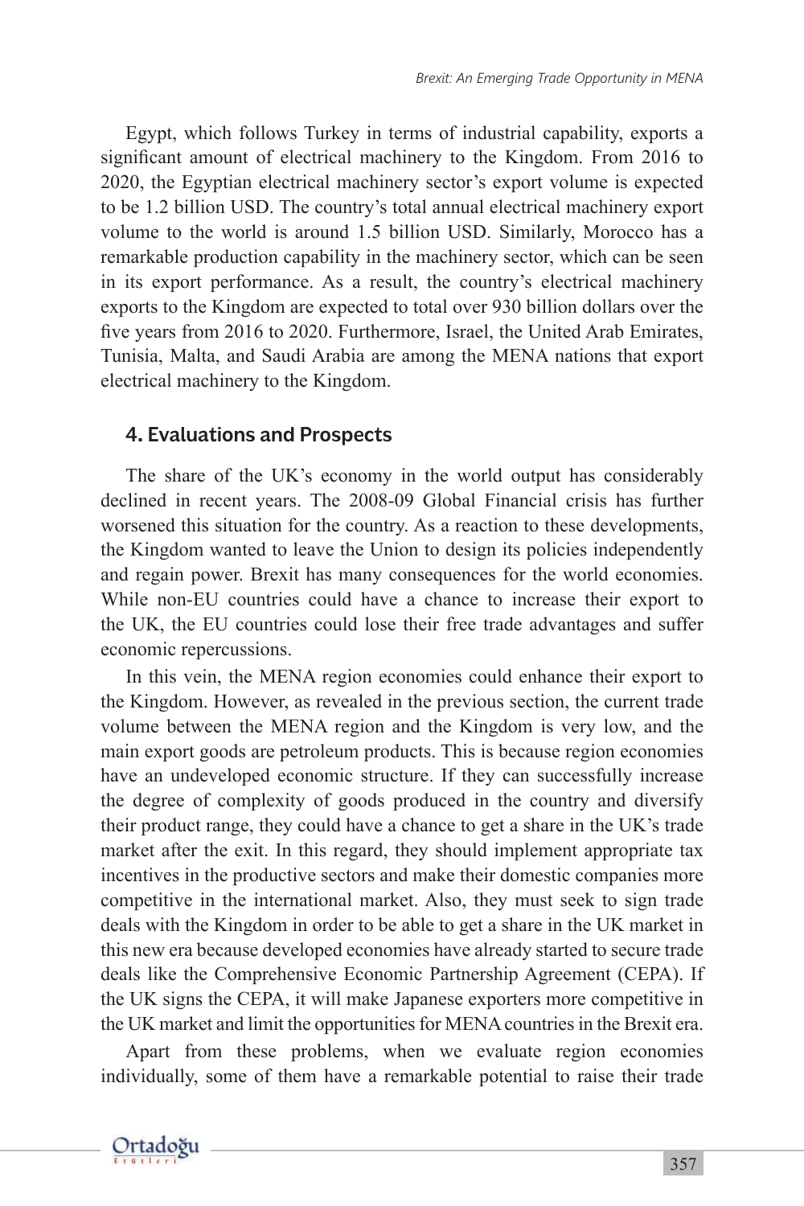Egypt, which follows Turkey in terms of industrial capability, exports a significant amount of electrical machinery to the Kingdom. From 2016 to 2020, the Egyptian electrical machinery sector's export volume is expected to be 1.2 billion USD. The country's total annual electrical machinery export volume to the world is around 1.5 billion USD. Similarly, Morocco has a remarkable production capability in the machinery sector, which can be seen in its export performance. As a result, the country's electrical machinery exports to the Kingdom are expected to total over 930 billion dollars over the five years from 2016 to 2020. Furthermore, Israel, the United Arab Emirates, Tunisia, Malta, and Saudi Arabia are among the MENA nations that export electrical machinery to the Kingdom.

## 4. Evaluations and Prospects

The share of the UK's economy in the world output has considerably declined in recent years. The 2008-09 Global Financial crisis has further worsened this situation for the country. As a reaction to these developments, the Kingdom wanted to leave the Union to design its policies independently and regain power. Brexit has many consequences for the world economies. While non-EU countries could have a chance to increase their export to the UK, the EU countries could lose their free trade advantages and suffer economic repercussions.

In this vein, the MENA region economies could enhance their export to the Kingdom. However, as revealed in the previous section, the current trade volume between the MENA region and the Kingdom is very low, and the main export goods are petroleum products. This is because region economies have an undeveloped economic structure. If they can successfully increase the degree of complexity of goods produced in the country and diversify their product range, they could have a chance to get a share in the UK's trade market after the exit. In this regard, they should implement appropriate tax incentives in the productive sectors and make their domestic companies more competitive in the international market. Also, they must seek to sign trade deals with the Kingdom in order to be able to get a share in the UK market in this new era because developed economies have already started to secure trade deals like the Comprehensive Economic Partnership Agreement (CEPA). If the UK signs the CEPA, it will make Japanese exporters more competitive in the UK market and limit the opportunities for MENA countries in the Brexit era.

Apart from these problems, when we evaluate region economies individually, some of them have a remarkable potential to raise their trade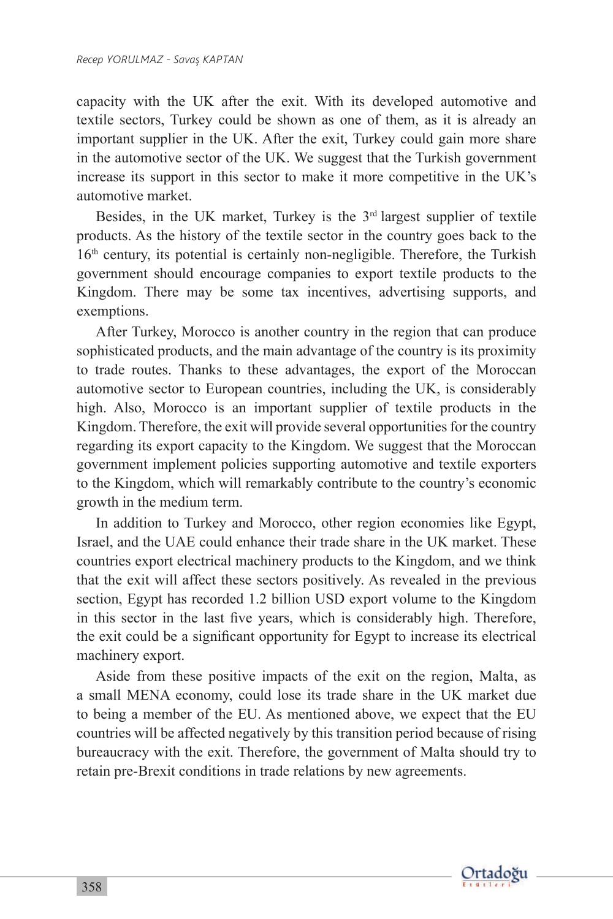capacity with the UK after the exit. With its developed automotive and textile sectors, Turkey could be shown as one of them, as it is already an important supplier in the UK. After the exit, Turkey could gain more share in the automotive sector of the UK. We suggest that the Turkish government increase its support in this sector to make it more competitive in the UK's automotive market.

Besides, in the UK market, Turkey is the 3rd largest supplier of textile products. As the history of the textile sector in the country goes back to the 16th century, its potential is certainly non-negligible. Therefore, the Turkish government should encourage companies to export textile products to the Kingdom. There may be some tax incentives, advertising supports, and exemptions.

After Turkey, Morocco is another country in the region that can produce sophisticated products, and the main advantage of the country is its proximity to trade routes. Thanks to these advantages, the export of the Moroccan automotive sector to European countries, including the UK, is considerably high. Also, Morocco is an important supplier of textile products in the Kingdom. Therefore, the exit will provide several opportunities for the country regarding its export capacity to the Kingdom. We suggest that the Moroccan government implement policies supporting automotive and textile exporters to the Kingdom, which will remarkably contribute to the country's economic growth in the medium term.

In addition to Turkey and Morocco, other region economies like Egypt, Israel, and the UAE could enhance their trade share in the UK market. These countries export electrical machinery products to the Kingdom, and we think that the exit will affect these sectors positively. As revealed in the previous section, Egypt has recorded 1.2 billion USD export volume to the Kingdom in this sector in the last five years, which is considerably high. Therefore, the exit could be a significant opportunity for Egypt to increase its electrical machinery export.

Aside from these positive impacts of the exit on the region, Malta, as a small MENA economy, could lose its trade share in the UK market due to being a member of the EU. As mentioned above, we expect that the EU countries will be affected negatively by this transition period because of rising bureaucracy with the exit. Therefore, the government of Malta should try to retain pre-Brexit conditions in trade relations by new agreements.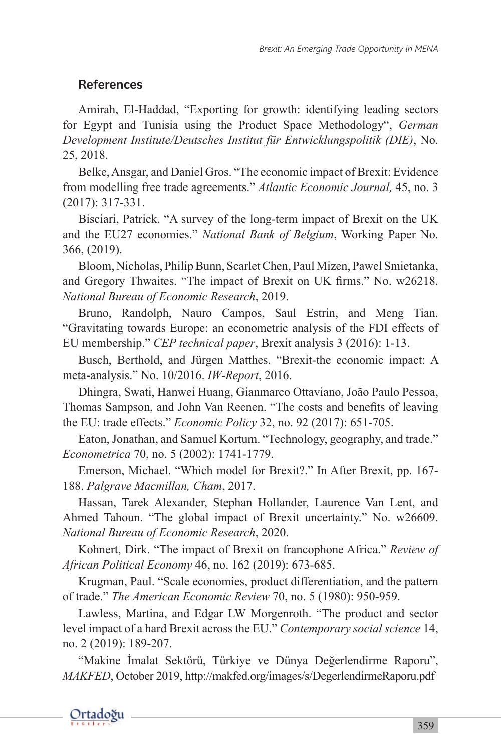## References

Amirah, El-Haddad, “Exporting for growth: identifying leading sectors for Egypt and Tunisia using the Product Space Methodology“, *German Development Institute/Deutsches Institut für Entwicklungspolitik (DIE)*, No. 25, 2018.

Belke, Ansgar, and Daniel Gros. “The economic impact of Brexit: Evidence from modelling free trade agreements.” *Atlantic Economic Journal,* 45, no. 3 (2017): 317-331.

Bisciari, Patrick. “A survey of the long-term impact of Brexit on the UK and the EU27 economies.” *National Bank of Belgium*, Working Paper No. 366, (2019).

Bloom, Nicholas, Philip Bunn, Scarlet Chen, Paul Mizen, Pawel Smietanka, and Gregory Thwaites. “The impact of Brexit on UK firms.” No. w26218. *National Bureau of Economic Research*, 2019.

Bruno, Randolph, Nauro Campos, Saul Estrin, and Meng Tian. “Gravitating towards Europe: an econometric analysis of the FDI effects of EU membership.” *CEP technical paper*, Brexit analysis 3 (2016): 1-13.

Busch, Berthold, and Jürgen Matthes. “Brexit-the economic impact: A meta-analysis.” No. 10/2016. *IW-Report*, 2016.

Dhingra, Swati, Hanwei Huang, Gianmarco Ottaviano, João Paulo Pessoa, Thomas Sampson, and John Van Reenen. “The costs and benefits of leaving the EU: trade effects.” *Economic Policy* 32, no. 92 (2017): 651-705.

Eaton, Jonathan, and Samuel Kortum. “Technology, geography, and trade.” *Econometrica* 70, no. 5 (2002): 1741-1779.

Emerson, Michael. “Which model for Brexit?.” In After Brexit, pp. 167-188. *Palgrave Macmillan, Cham*, 2017.

Hassan, Tarek Alexander, Stephan Hollander, Laurence Van Lent, and Ahmed Tahoun. “The global impact of Brexit uncertainty.” No. w26609. *National Bureau of Economic Research*, 2020.

Kohnert, Dirk. “The impact of Brexit on francophone Africa.” *Review of African Political Economy* 46, no. 162 (2019): 673-685.

Krugman, Paul. “Scale economies, product differentiation, and the pattern of trade.” *The American Economic Review* 70, no. 5 (1980): 950-959.

Lawless, Martina, and Edgar LW Morgenroth. “The product and sector level impact of a hard Brexit across the EU.” *Contemporary social science* 14, no. 2 (2019): 189-207.

“Makine İmalat Sektörü, Türkiye ve Dünya Değerlendirme Raporu”, *MAKFED*, October 2019, http://makfed.org/images/s/DegerlendirmeRaporu.pdf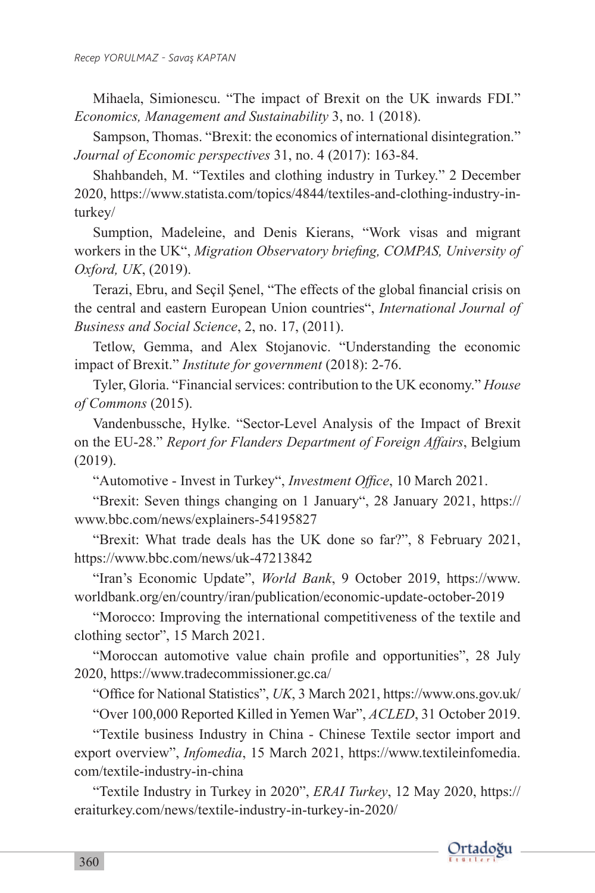Mihaela, Simionescu. “The impact of Brexit on the UK inwards FDI.” *Economics, Management and Sustainability* 3, no. 1 (2018).

Sampson, Thomas. “Brexit: the economics of international disintegration.” *Journal of Economic perspectives* 31, no. 4 (2017): 163-84.

Shahbandeh, M. “Textiles and clothing industry in Turkey.” 2 December 2020, https://www.statista.com/topics/4844/textiles-and-clothing-industry-in-turkey/

Sumption, Madeleine, and Denis Kierans, “Work visas and migrant workers in the UK“, *Migration Observatory briefing, COMPAS, University of Oxford, UK*, (2019).

Terazi, Ebru, and Seçil Şenel, “The effects of the global financial crisis on the central and eastern European Union countries“, *International Journal of Business and Social Science*, 2, no. 17, (2011).

Tetlow, Gemma, and Alex Stojanovic. “Understanding the economic impact of Brexit.” *Institute for government* (2018): 2-76.

Tyler, Gloria. “Financial services: contribution to the UK economy.” *House of Commons* (2015).

Vandenbussche, Hylke. “Sector-Level Analysis of the Impact of Brexit on the EU-28.” *Report for Flanders Department of Foreign Affairs*, Belgium (2019).

“Automotive - Invest in Turkey“, *Investment Office*, 10 March 2021.

“Brexit: Seven things changing on 1 January“, 28 January 2021, https://www.bbc.com/news/explainers-54195827

“Brexit: What trade deals has the UK done so far?”, 8 February 2021, https://www.bbc.com/news/uk-47213842

“Iran’s Economic Update”, *World Bank*, 9 October 2019, https://www.worldbank.org/en/country/iran/publication/economic-update-october-2019

“Morocco: Improving the international competitiveness of the textile and clothing sector”, 15 March 2021.

“Moroccan automotive value chain profile and opportunities”, 28 July 2020, https://www.tradecommissioner.gc.ca/

“Office for National Statistics”, *UK*, 3 March 2021, https://www.ons.gov.uk/

“Over 100,000 Reported Killed in Yemen War”, *ACLED*, 31 October 2019.

“Textile business Industry in China - Chinese Textile sector import and export overview”, *Infomedia*, 15 March 2021, https://www.textileinfomedia.com/textile-industry-in-china

“Textile Industry in Turkey in 2020”, *ERAI Turkey*, 12 May 2020, https://eraiturkey.com/news/textile-industry-in-turkey-in-2020/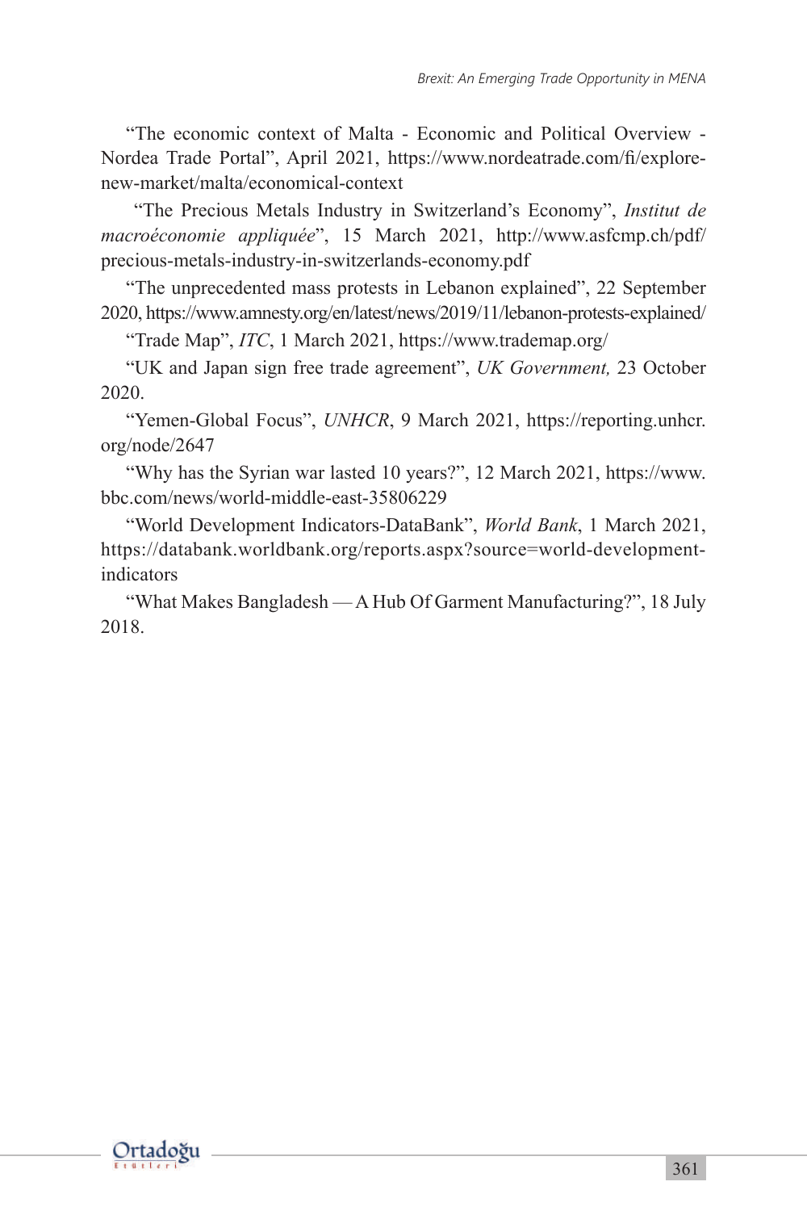“The economic context of Malta - Economic and Political Overview - Nordea Trade Portal”, April 2021, https://www.nordeatrade.com/fi/explore-new-market/malta/economical-context

“The Precious Metals Industry in Switzerland’s Economy”, *Institut de macroéconomie appliquée*”, 15 March 2021, http://www.asfcmp.ch/pdf/precious-metals-industry-in-switzerlands-economy.pdf

“The unprecedented mass protests in Lebanon explained”, 22 September 2020, https://www.amnesty.org/en/latest/news/2019/11/lebanon-protests-explained/

“Trade Map”, *ITC*, 1 March 2021, https://www.trademap.org/

“UK and Japan sign free trade agreement”, *UK Government,* 23 October 2020.

“Yemen-Global Focus”, *UNHCR*, 9 March 2021, https://reporting.unhcr.org/node/2647

“Why has the Syrian war lasted 10 years?”, 12 March 2021, https://www.bbc.com/news/world-middle-east-35806229

“World Development Indicators-DataBank”, *World Bank*, 1 March 2021, https://databank.worldbank.org/reports.aspx?source=world-development-indicators

“What Makes Bangladesh — A Hub Of Garment Manufacturing?”, 18 July 2018.